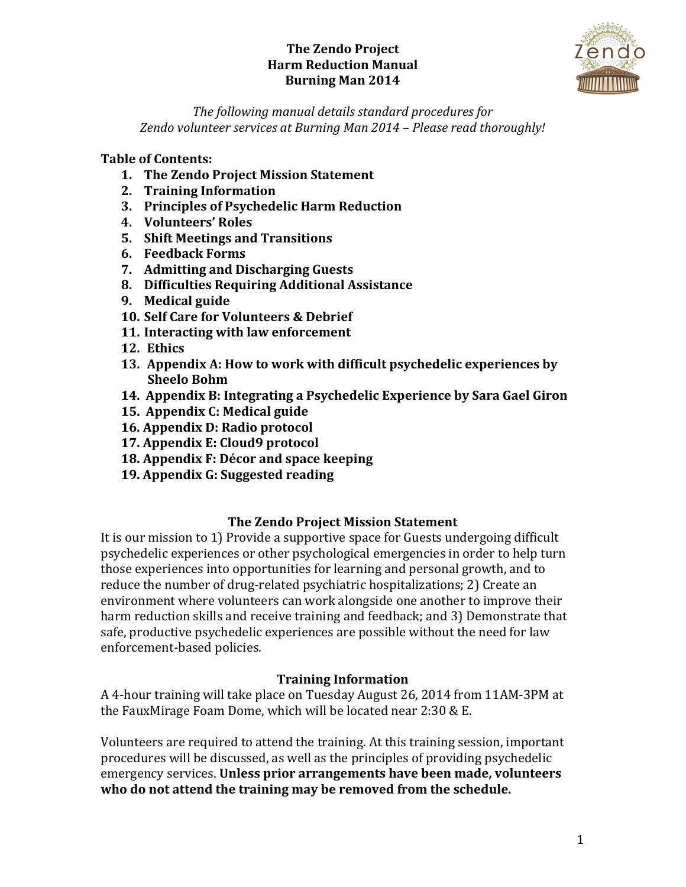# The Zendo Project
# Harm Reduction Manual
# Burning Man 2014

*The following manual details standard procedures for Zendo volunteer services at Burning Man 2014 – Please read thoroughly!*

**Table of Contents:**

1. **The Zendo Project Mission Statement**
2. **Training Information**
3. **Principles of Psychedelic Harm Reduction**
4. **Volunteers' Roles**
5. **Shift Meetings and Transitions**
6. **Feedback Forms**
7. **Admitting and Discharging Guests**
8. **Difficulties Requiring Additional Assistance**
9. **Medical guide**
10. **Self Care for Volunteers & Debrief**
11. **Interacting with law enforcement**
12. **Ethics**
13. **Appendix A: How to work with difficult psychedelic experiences by Sheelo Bohm**
14. **Appendix B: Integrating a Psychedelic Experience by Sara Gael Giron**
15. **Appendix C: Medical guide**
16. **Appendix D: Radio protocol**
17. **Appendix E: Cloud9 protocol**
18. **Appendix F: Décor and space keeping**
19. **Appendix G: Suggested reading**

## The Zendo Project Mission Statement

It is our mission to 1) Provide a supportive space for Guests undergoing difficult psychedelic experiences or other psychological emergencies in order to help turn those experiences into opportunities for learning and personal growth, and to reduce the number of drug-related psychiatric hospitalizations; 2) Create an environment where volunteers can work alongside one another to improve their harm reduction skills and receive training and feedback; and 3) Demonstrate that safe, productive psychedelic experiences are possible without the need for law enforcement-based policies.

## Training Information

A 4-hour training will take place on Tuesday August 26, 2014 from 11AM-3PM at the FauxMirage Foam Dome, which will be located near 2:30 & E.

Volunteers are required to attend the training. At this training session, important procedures will be discussed, as well as the principles of providing psychedelic emergency services. **Unless prior arrangements have been made, volunteers who do not attend the training may be removed from the schedule.**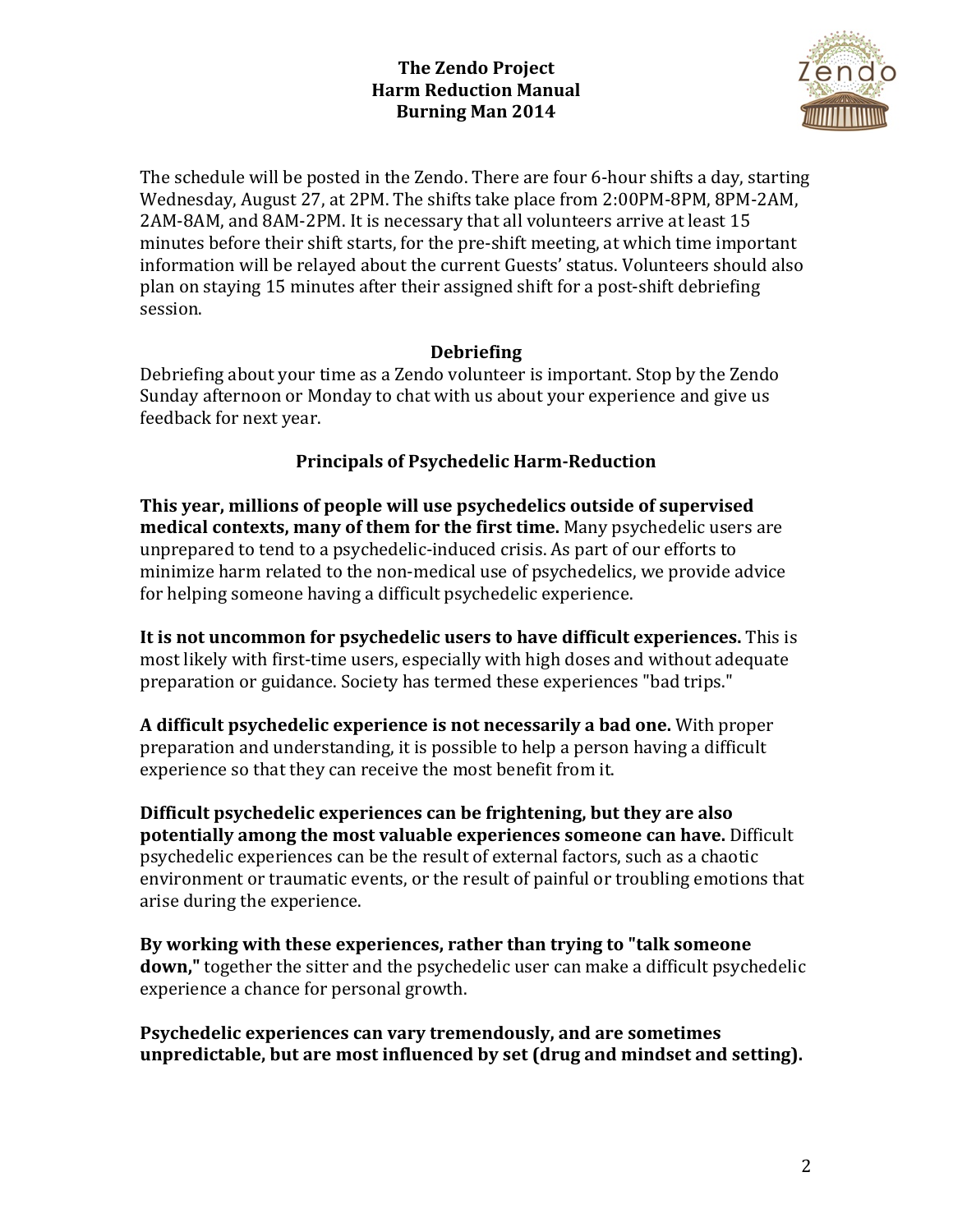The schedule will be posted in the Zendo. There are four 6-hour shifts a day, starting Wednesday, August 27, at 2PM. The shifts take place from 2:00PM-8PM, 8PM-2AM, 2AM-8AM, and 8AM-2PM. It is necessary that all volunteers arrive at least 15 minutes before their shift starts, for the pre-shift meeting, at which time important information will be relayed about the current Guests' status. Volunteers should also plan on staying 15 minutes after their assigned shift for a post-shift debriefing session.

## Debriefing

Debriefing about your time as a Zendo volunteer is important. Stop by the Zendo Sunday afternoon or Monday to chat with us about your experience and give us feedback for next year.

## Principals of Psychedelic Harm-Reduction

**This year, millions of people will use psychedelics outside of supervised medical contexts, many of them for the first time.** Many psychedelic users are unprepared to tend to a psychedelic-induced crisis. As part of our efforts to minimize harm related to the non-medical use of psychedelics, we provide advice for helping someone having a difficult psychedelic experience.

**It is not uncommon for psychedelic users to have difficult experiences.** This is most likely with first-time users, especially with high doses and without adequate preparation or guidance. Society has termed these experiences "bad trips."

**A difficult psychedelic experience is not necessarily a bad one.** With proper preparation and understanding, it is possible to help a person having a difficult experience so that they can receive the most benefit from it.

**Difficult psychedelic experiences can be frightening, but they are also potentially among the most valuable experiences someone can have.** Difficult psychedelic experiences can be the result of external factors, such as a chaotic environment or traumatic events, or the result of painful or troubling emotions that arise during the experience.

**By working with these experiences, rather than trying to "talk someone down,"** together the sitter and the psychedelic user can make a difficult psychedelic experience a chance for personal growth.

**Psychedelic experiences can vary tremendously, and are sometimes unpredictable, but are most influenced by set (drug and mindset and setting).**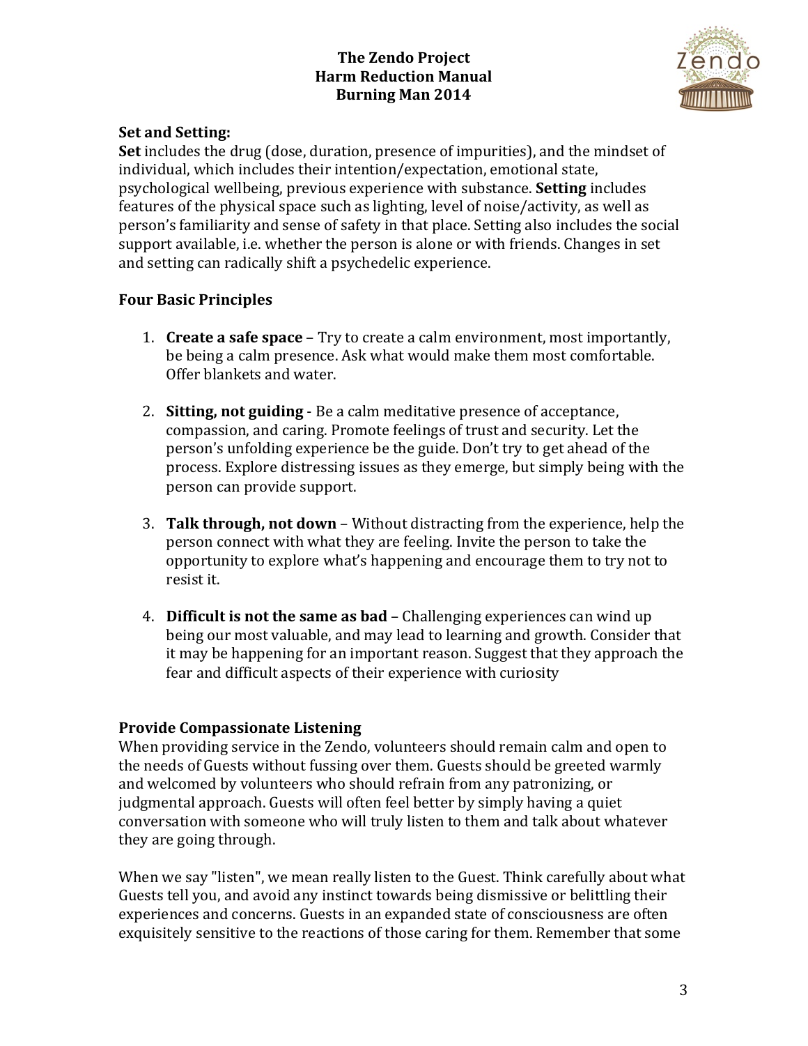**Set and Setting:**
**Set** includes the drug (dose, duration, presence of impurities), and the mindset of individual, which includes their intention/expectation, emotional state, psychological wellbeing, previous experience with substance. **Setting** includes features of the physical space such as lighting, level of noise/activity, as well as person's familiarity and sense of safety in that place. Setting also includes the social support available, i.e. whether the person is alone or with friends. Changes in set and setting can radically shift a psychedelic experience.

**Four Basic Principles**

1. **Create a safe space** – Try to create a calm environment, most importantly, be being a calm presence. Ask what would make them most comfortable. Offer blankets and water.

2. **Sitting, not guiding** - Be a calm meditative presence of acceptance, compassion, and caring. Promote feelings of trust and security. Let the person's unfolding experience be the guide. Don't try to get ahead of the process. Explore distressing issues as they emerge, but simply being with the person can provide support.

3. **Talk through, not down** – Without distracting from the experience, help the person connect with what they are feeling. Invite the person to take the opportunity to explore what's happening and encourage them to try not to resist it.

4. **Difficult is not the same as bad** – Challenging experiences can wind up being our most valuable, and may lead to learning and growth. Consider that it may be happening for an important reason. Suggest that they approach the fear and difficult aspects of their experience with curiosity

**Provide Compassionate Listening**
When providing service in the Zendo, volunteers should remain calm and open to the needs of Guests without fussing over them. Guests should be greeted warmly and welcomed by volunteers who should refrain from any patronizing, or judgmental approach. Guests will often feel better by simply having a quiet conversation with someone who will truly listen to them and talk about whatever they are going through.

When we say "listen", we mean really listen to the Guest. Think carefully about what Guests tell you, and avoid any instinct towards being dismissive or belittling their experiences and concerns. Guests in an expanded state of consciousness are often exquisitely sensitive to the reactions of those caring for them. Remember that some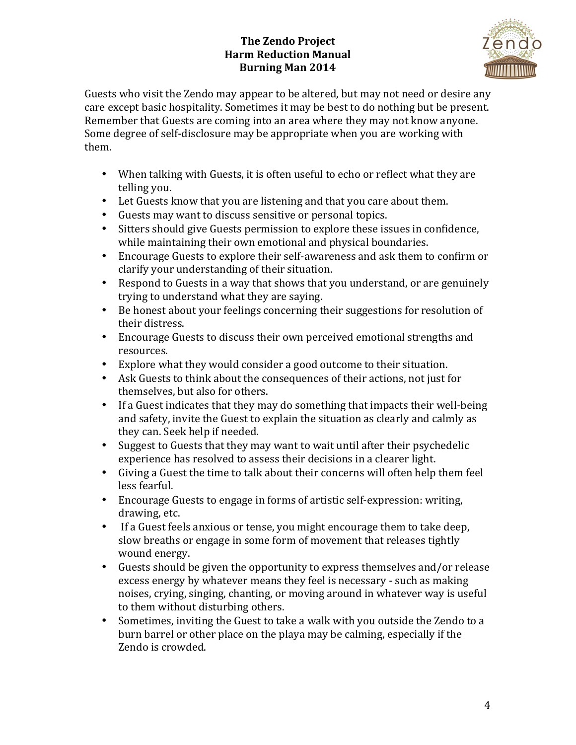Guests who visit the Zendo may appear to be altered, but may not need or desire any care except basic hospitality. Sometimes it may be best to do nothing but be present. Remember that Guests are coming into an area where they may not know anyone. Some degree of self-disclosure may be appropriate when you are working with them.

- When talking with Guests, it is often useful to echo or reflect what they are telling you.
- Let Guests know that you are listening and that you care about them.
- Guests may want to discuss sensitive or personal topics.
- Sitters should give Guests permission to explore these issues in confidence, while maintaining their own emotional and physical boundaries.
- Encourage Guests to explore their self-awareness and ask them to confirm or clarify your understanding of their situation.
- Respond to Guests in a way that shows that you understand, or are genuinely trying to understand what they are saying.
- Be honest about your feelings concerning their suggestions for resolution of their distress.
- Encourage Guests to discuss their own perceived emotional strengths and resources.
- Explore what they would consider a good outcome to their situation.
- Ask Guests to think about the consequences of their actions, not just for themselves, but also for others.
- If a Guest indicates that they may do something that impacts their well-being and safety, invite the Guest to explain the situation as clearly and calmly as they can. Seek help if needed.
- Suggest to Guests that they may want to wait until after their psychedelic experience has resolved to assess their decisions in a clearer light.
- Giving a Guest the time to talk about their concerns will often help them feel less fearful.
- Encourage Guests to engage in forms of artistic self-expression: writing, drawing, etc.
- If a Guest feels anxious or tense, you might encourage them to take deep, slow breaths or engage in some form of movement that releases tightly wound energy.
- Guests should be given the opportunity to express themselves and/or release excess energy by whatever means they feel is necessary - such as making noises, crying, singing, chanting, or moving around in whatever way is useful to them without disturbing others.
- Sometimes, inviting the Guest to take a walk with you outside the Zendo to a burn barrel or other place on the playa may be calming, especially if the Zendo is crowded.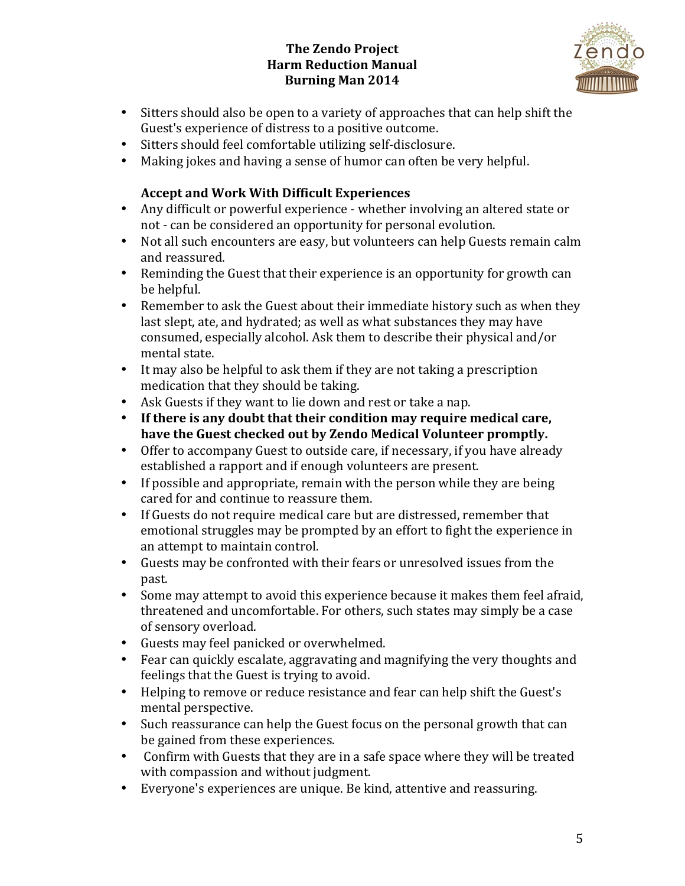- Sitters should also be open to a variety of approaches that can help shift the Guest's experience of distress to a positive outcome.
- Sitters should feel comfortable utilizing self-disclosure.
- Making jokes and having a sense of humor can often be very helpful.

**Accept and Work With Difficult Experiences**

- Any difficult or powerful experience - whether involving an altered state or not - can be considered an opportunity for personal evolution.
- Not all such encounters are easy, but volunteers can help Guests remain calm and reassured.
- Reminding the Guest that their experience is an opportunity for growth can be helpful.
- Remember to ask the Guest about their immediate history such as when they last slept, ate, and hydrated; as well as what substances they may have consumed, especially alcohol. Ask them to describe their physical and/or mental state.
- It may also be helpful to ask them if they are not taking a prescription medication that they should be taking.
- Ask Guests if they want to lie down and rest or take a nap.
- **If there is any doubt that their condition may require medical care, have the Guest checked out by Zendo Medical Volunteer promptly.**
- Offer to accompany Guest to outside care, if necessary, if you have already established a rapport and if enough volunteers are present.
- If possible and appropriate, remain with the person while they are being cared for and continue to reassure them.
- If Guests do not require medical care but are distressed, remember that emotional struggles may be prompted by an effort to fight the experience in an attempt to maintain control.
- Guests may be confronted with their fears or unresolved issues from the past.
- Some may attempt to avoid this experience because it makes them feel afraid, threatened and uncomfortable. For others, such states may simply be a case of sensory overload.
- Guests may feel panicked or overwhelmed.
- Fear can quickly escalate, aggravating and magnifying the very thoughts and feelings that the Guest is trying to avoid.
- Helping to remove or reduce resistance and fear can help shift the Guest's mental perspective.
- Such reassurance can help the Guest focus on the personal growth that can be gained from these experiences.
- Confirm with Guests that they are in a safe space where they will be treated with compassion and without judgment.
- Everyone's experiences are unique. Be kind, attentive and reassuring.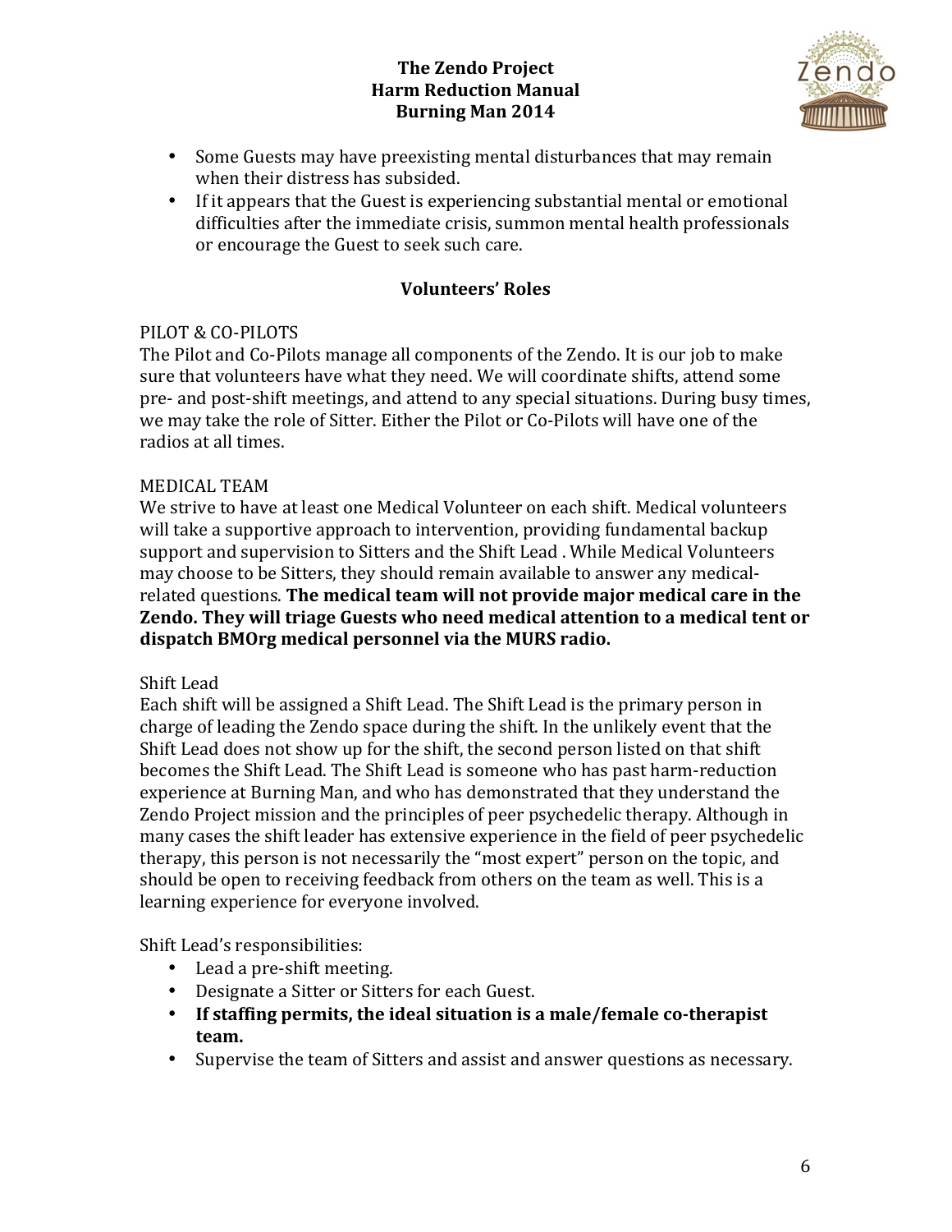- Some Guests may have preexisting mental disturbances that may remain when their distress has subsided.
- If it appears that the Guest is experiencing substantial mental or emotional difficulties after the immediate crisis, summon mental health professionals or encourage the Guest to seek such care.

## Volunteers' Roles

PILOT & CO-PILOTS

The Pilot and Co-Pilots manage all components of the Zendo. It is our job to make sure that volunteers have what they need. We will coordinate shifts, attend some pre- and post-shift meetings, and attend to any special situations. During busy times, we may take the role of Sitter. Either the Pilot or Co-Pilots will have one of the radios at all times.

MEDICAL TEAM

We strive to have at least one Medical Volunteer on each shift. Medical volunteers will take a supportive approach to intervention, providing fundamental backup support and supervision to Sitters and the Shift Lead . While Medical Volunteers may choose to be Sitters, they should remain available to answer any medical-related questions. **The medical team will not provide major medical care in the Zendo. They will triage Guests who need medical attention to a medical tent or dispatch BMOrg medical personnel via the MURS radio.**

Shift Lead

Each shift will be assigned a Shift Lead. The Shift Lead is the primary person in charge of leading the Zendo space during the shift. In the unlikely event that the Shift Lead does not show up for the shift, the second person listed on that shift becomes the Shift Lead. The Shift Lead is someone who has past harm-reduction experience at Burning Man, and who has demonstrated that they understand the Zendo Project mission and the principles of peer psychedelic therapy. Although in many cases the shift leader has extensive experience in the field of peer psychedelic therapy, this person is not necessarily the "most expert" person on the topic, and should be open to receiving feedback from others on the team as well. This is a learning experience for everyone involved.

Shift Lead's responsibilities:

- Lead a pre-shift meeting.
- Designate a Sitter or Sitters for each Guest.
- **If staffing permits, the ideal situation is a male/female co-therapist team.**
- Supervise the team of Sitters and assist and answer questions as necessary.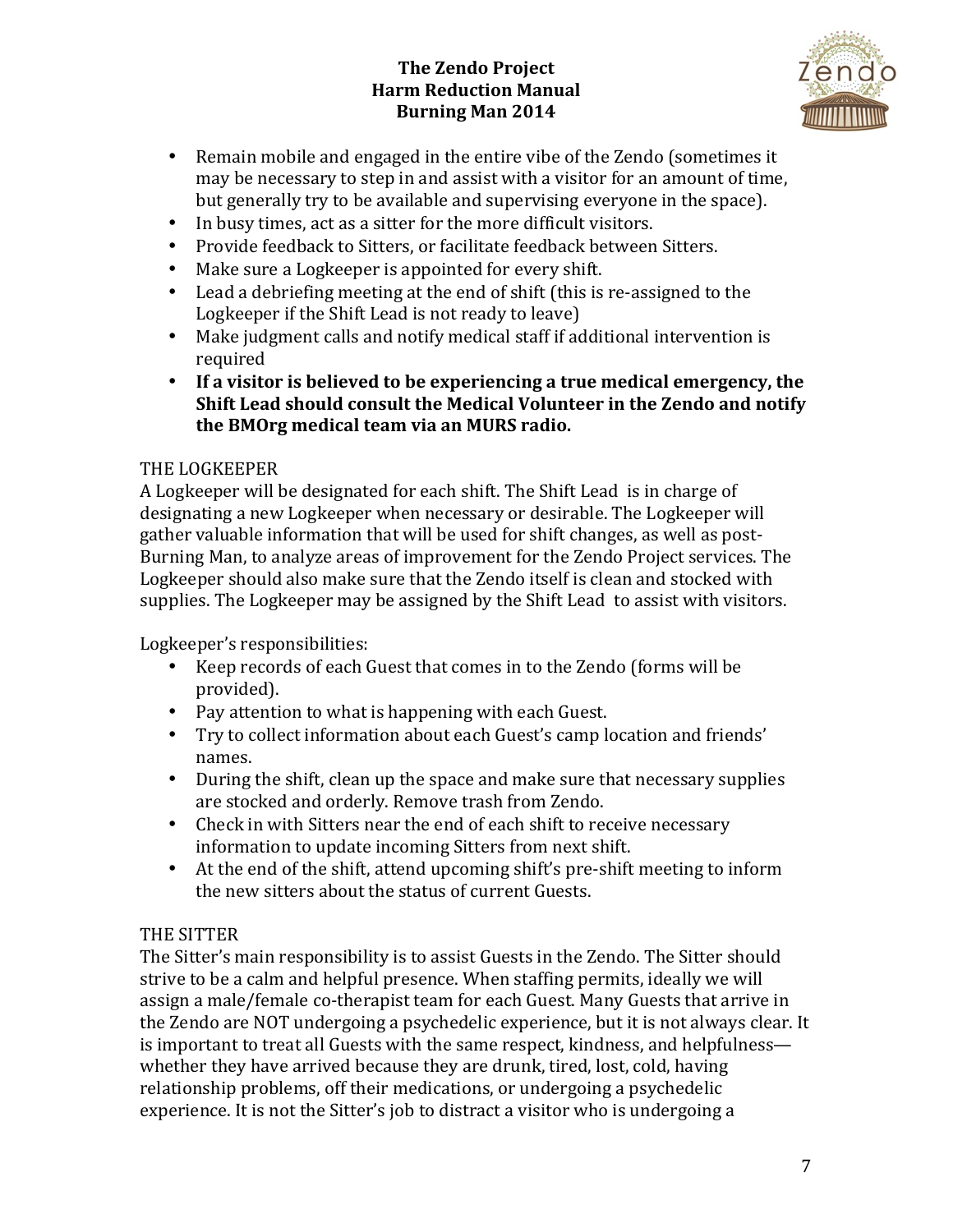- Remain mobile and engaged in the entire vibe of the Zendo (sometimes it may be necessary to step in and assist with a visitor for an amount of time, but generally try to be available and supervising everyone in the space).
- In busy times, act as a sitter for the more difficult visitors.
- Provide feedback to Sitters, or facilitate feedback between Sitters.
- Make sure a Logkeeper is appointed for every shift.
- Lead a debriefing meeting at the end of shift (this is re-assigned to the Logkeeper if the Shift Lead is not ready to leave)
- Make judgment calls and notify medical staff if additional intervention is required
- **If a visitor is believed to be experiencing a true medical emergency, the Shift Lead should consult the Medical Volunteer in the Zendo and notify the BMOrg medical team via an MURS radio.**

THE LOGKEEPER

A Logkeeper will be designated for each shift. The Shift Lead is in charge of designating a new Logkeeper when necessary or desirable. The Logkeeper will gather valuable information that will be used for shift changes, as well as post-Burning Man, to analyze areas of improvement for the Zendo Project services. The Logkeeper should also make sure that the Zendo itself is clean and stocked with supplies. The Logkeeper may be assigned by the Shift Lead to assist with visitors.

Logkeeper's responsibilities:

- Keep records of each Guest that comes in to the Zendo (forms will be provided).
- Pay attention to what is happening with each Guest.
- Try to collect information about each Guest's camp location and friends' names.
- During the shift, clean up the space and make sure that necessary supplies are stocked and orderly. Remove trash from Zendo.
- Check in with Sitters near the end of each shift to receive necessary information to update incoming Sitters from next shift.
- At the end of the shift, attend upcoming shift's pre-shift meeting to inform the new sitters about the status of current Guests.

THE SITTER

The Sitter's main responsibility is to assist Guests in the Zendo. The Sitter should strive to be a calm and helpful presence. When staffing permits, ideally we will assign a male/female co-therapist team for each Guest. Many Guests that arrive in the Zendo are NOT undergoing a psychedelic experience, but it is not always clear. It is important to treat all Guests with the same respect, kindness, and helpfulness—whether they have arrived because they are drunk, tired, lost, cold, having relationship problems, off their medications, or undergoing a psychedelic experience. It is not the Sitter's job to distract a visitor who is undergoing a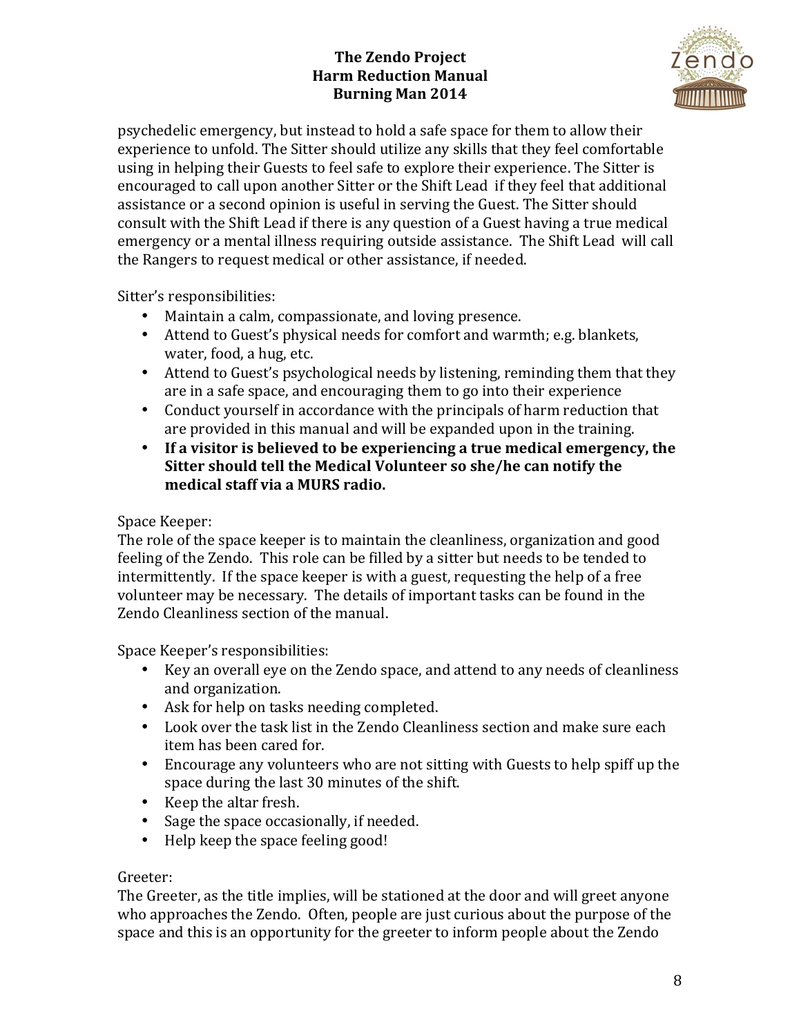psychedelic emergency, but instead to hold a safe space for them to allow their experience to unfold. The Sitter should utilize any skills that they feel comfortable using in helping their Guests to feel safe to explore their experience. The Sitter is encouraged to call upon another Sitter or the Shift Lead if they feel that additional assistance or a second opinion is useful in serving the Guest. The Sitter should consult with the Shift Lead if there is any question of a Guest having a true medical emergency or a mental illness requiring outside assistance. The Shift Lead will call the Rangers to request medical or other assistance, if needed.

Sitter's responsibilities:

- Maintain a calm, compassionate, and loving presence.
- Attend to Guest's physical needs for comfort and warmth; e.g. blankets, water, food, a hug, etc.
- Attend to Guest's psychological needs by listening, reminding them that they are in a safe space, and encouraging them to go into their experience
- Conduct yourself in accordance with the principals of harm reduction that are provided in this manual and will be expanded upon in the training.
- **If a visitor is believed to be experiencing a true medical emergency, the Sitter should tell the Medical Volunteer so she/he can notify the medical staff via a MURS radio.**

Space Keeper:
The role of the space keeper is to maintain the cleanliness, organization and good feeling of the Zendo. This role can be filled by a sitter but needs to be tended to intermittently. If the space keeper is with a guest, requesting the help of a free volunteer may be necessary. The details of important tasks can be found in the Zendo Cleanliness section of the manual.

Space Keeper's responsibilities:

- Key an overall eye on the Zendo space, and attend to any needs of cleanliness and organization.
- Ask for help on tasks needing completed.
- Look over the task list in the Zendo Cleanliness section and make sure each item has been cared for.
- Encourage any volunteers who are not sitting with Guests to help spiff up the space during the last 30 minutes of the shift.
- Keep the altar fresh.
- Sage the space occasionally, if needed.
- Help keep the space feeling good!

Greeter:
The Greeter, as the title implies, will be stationed at the door and will greet anyone who approaches the Zendo. Often, people are just curious about the purpose of the space and this is an opportunity for the greeter to inform people about the Zendo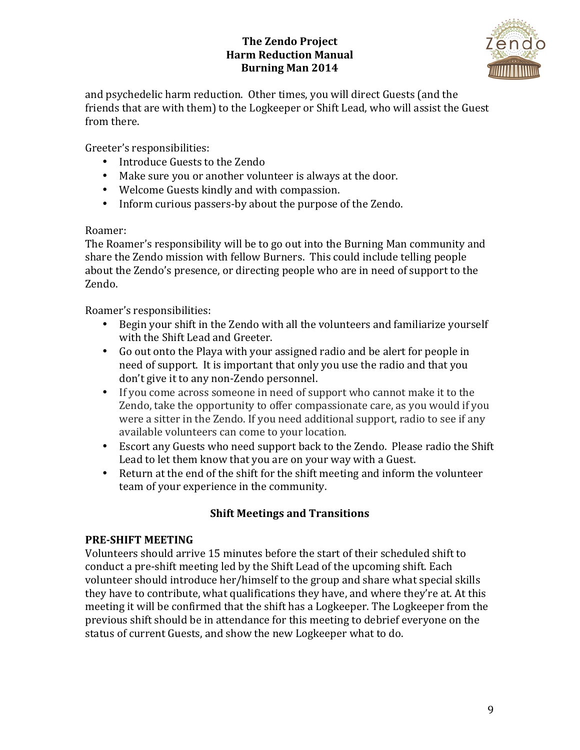and psychedelic harm reduction. Other times, you will direct Guests (and the friends that are with them) to the Logkeeper or Shift Lead, who will assist the Guest from there.

Greeter's responsibilities:

- Introduce Guests to the Zendo
- Make sure you or another volunteer is always at the door.
- Welcome Guests kindly and with compassion.
- Inform curious passers-by about the purpose of the Zendo.

Roamer:
The Roamer's responsibility will be to go out into the Burning Man community and share the Zendo mission with fellow Burners. This could include telling people about the Zendo's presence, or directing people who are in need of support to the Zendo.

Roamer's responsibilities:

- Begin your shift in the Zendo with all the volunteers and familiarize yourself with the Shift Lead and Greeter.
- Go out onto the Playa with your assigned radio and be alert for people in need of support. It is important that only you use the radio and that you don't give it to any non-Zendo personnel.
- If you come across someone in need of support who cannot make it to the Zendo, take the opportunity to offer compassionate care, as you would if you were a sitter in the Zendo. If you need additional support, radio to see if any available volunteers can come to your location.
- Escort any Guests who need support back to the Zendo. Please radio the Shift Lead to let them know that you are on your way with a Guest.
- Return at the end of the shift for the shift meeting and inform the volunteer team of your experience in the community.

## Shift Meetings and Transitions

### PRE-SHIFT MEETING

Volunteers should arrive 15 minutes before the start of their scheduled shift to conduct a pre-shift meeting led by the Shift Lead of the upcoming shift. Each volunteer should introduce her/himself to the group and share what special skills they have to contribute, what qualifications they have, and where they're at. At this meeting it will be confirmed that the shift has a Logkeeper. The Logkeeper from the previous shift should be in attendance for this meeting to debrief everyone on the status of current Guests, and show the new Logkeeper what to do.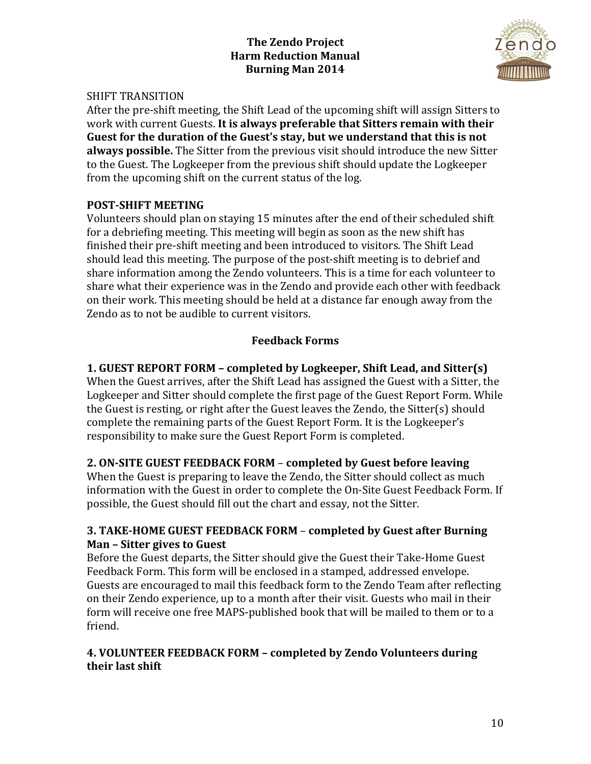SHIFT TRANSITION

After the pre-shift meeting, the Shift Lead of the upcoming shift will assign Sitters to work with current Guests. **It is always preferable that Sitters remain with their Guest for the duration of the Guest's stay, but we understand that this is not always possible.** The Sitter from the previous visit should introduce the new Sitter to the Guest. The Logkeeper from the previous shift should update the Logkeeper from the upcoming shift on the current status of the log.

**POST-SHIFT MEETING**

Volunteers should plan on staying 15 minutes after the end of their scheduled shift for a debriefing meeting. This meeting will begin as soon as the new shift has finished their pre-shift meeting and been introduced to visitors. The Shift Lead should lead this meeting. The purpose of the post-shift meeting is to debrief and share information among the Zendo volunteers. This is a time for each volunteer to share what their experience was in the Zendo and provide each other with feedback on their work. This meeting should be held at a distance far enough away from the Zendo as to not be audible to current visitors.

## Feedback Forms

**1. GUEST REPORT FORM – completed by Logkeeper, Shift Lead, and Sitter(s)**

When the Guest arrives, after the Shift Lead has assigned the Guest with a Sitter, the Logkeeper and Sitter should complete the first page of the Guest Report Form. While the Guest is resting, or right after the Guest leaves the Zendo, the Sitter(s) should complete the remaining parts of the Guest Report Form. It is the Logkeeper's responsibility to make sure the Guest Report Form is completed.

**2. ON-SITE GUEST FEEDBACK FORM – completed by Guest before leaving**

When the Guest is preparing to leave the Zendo, the Sitter should collect as much information with the Guest in order to complete the On-Site Guest Feedback Form. If possible, the Guest should fill out the chart and essay, not the Sitter.

**3. TAKE-HOME GUEST FEEDBACK FORM – completed by Guest after Burning Man – Sitter gives to Guest**

Before the Guest departs, the Sitter should give the Guest their Take-Home Guest Feedback Form. This form will be enclosed in a stamped, addressed envelope. Guests are encouraged to mail this feedback form to the Zendo Team after reflecting on their Zendo experience, up to a month after their visit. Guests who mail in their form will receive one free MAPS-published book that will be mailed to them or to a friend.

**4. VOLUNTEER FEEDBACK FORM – completed by Zendo Volunteers during their last shift**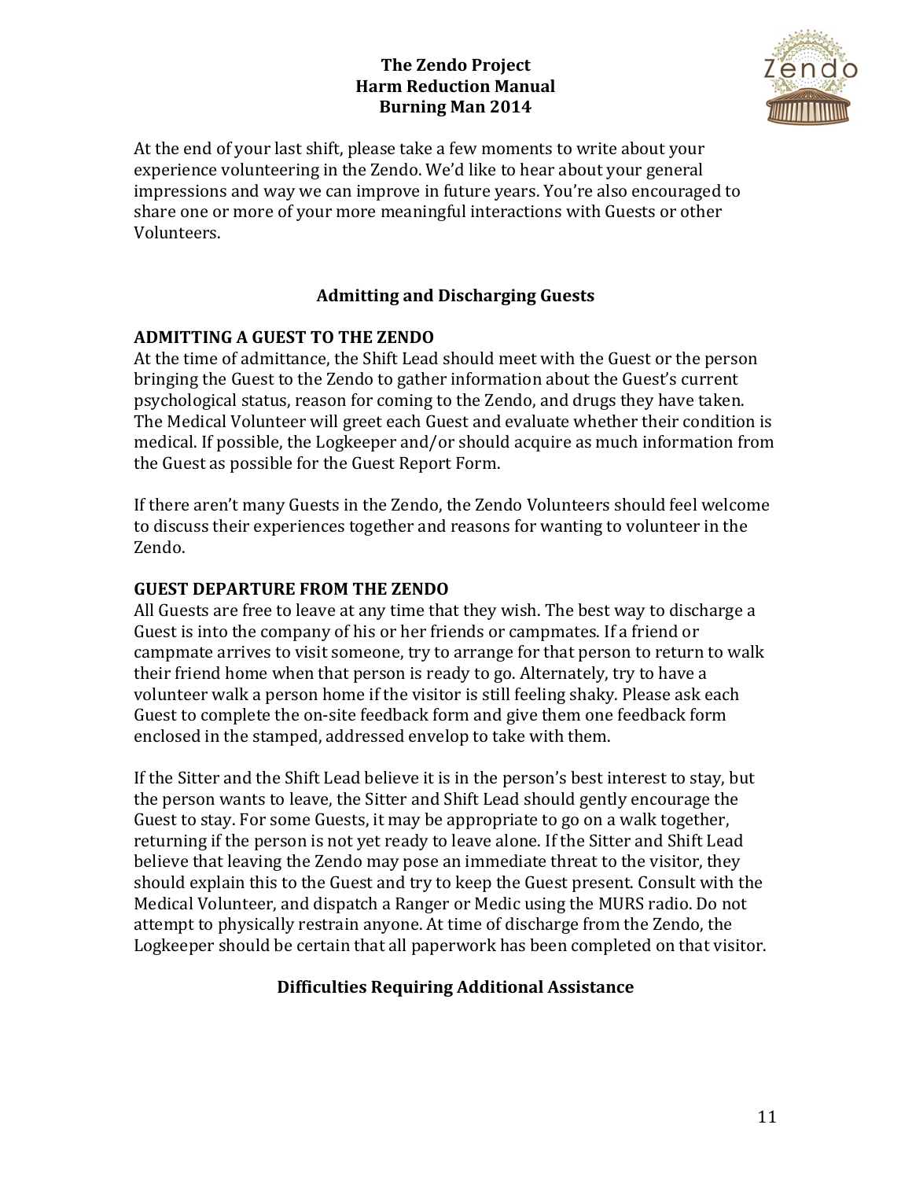At the end of your last shift, please take a few moments to write about your experience volunteering in the Zendo. We'd like to hear about your general impressions and way we can improve in future years. You're also encouraged to share one or more of your more meaningful interactions with Guests or other Volunteers.

## Admitting and Discharging Guests

### ADMITTING A GUEST TO THE ZENDO

At the time of admittance, the Shift Lead should meet with the Guest or the person bringing the Guest to the Zendo to gather information about the Guest's current psychological status, reason for coming to the Zendo, and drugs they have taken. The Medical Volunteer will greet each Guest and evaluate whether their condition is medical. If possible, the Logkeeper and/or should acquire as much information from the Guest as possible for the Guest Report Form.

If there aren't many Guests in the Zendo, the Zendo Volunteers should feel welcome to discuss their experiences together and reasons for wanting to volunteer in the Zendo.

### GUEST DEPARTURE FROM THE ZENDO

All Guests are free to leave at any time that they wish. The best way to discharge a Guest is into the company of his or her friends or campmates. If a friend or campmate arrives to visit someone, try to arrange for that person to return to walk their friend home when that person is ready to go. Alternately, try to have a volunteer walk a person home if the visitor is still feeling shaky. Please ask each Guest to complete the on-site feedback form and give them one feedback form enclosed in the stamped, addressed envelop to take with them.

If the Sitter and the Shift Lead believe it is in the person's best interest to stay, but the person wants to leave, the Sitter and Shift Lead should gently encourage the Guest to stay. For some Guests, it may be appropriate to go on a walk together, returning if the person is not yet ready to leave alone. If the Sitter and Shift Lead believe that leaving the Zendo may pose an immediate threat to the visitor, they should explain this to the Guest and try to keep the Guest present. Consult with the Medical Volunteer, and dispatch a Ranger or Medic using the MURS radio. Do not attempt to physically restrain anyone. At time of discharge from the Zendo, the Logkeeper should be certain that all paperwork has been completed on that visitor.

## Difficulties Requiring Additional Assistance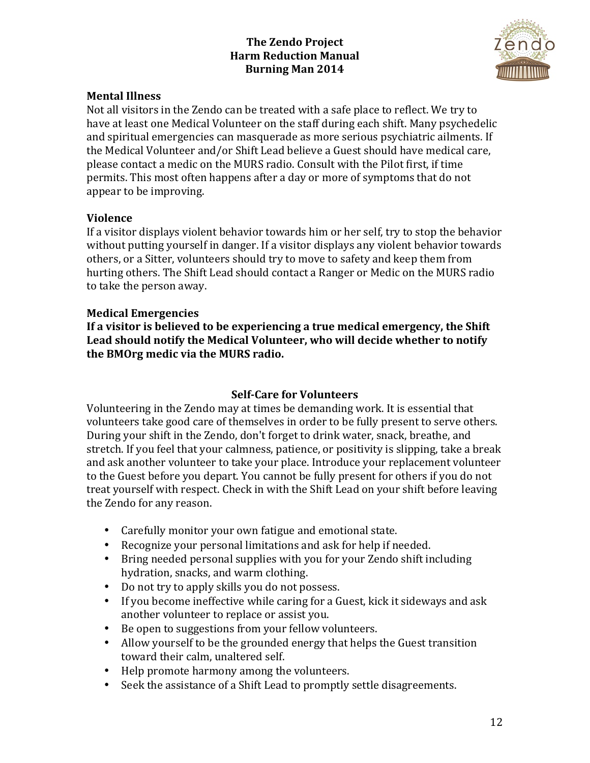### Mental Illness

Not all visitors in the Zendo can be treated with a safe place to reflect. We try to have at least one Medical Volunteer on the staff during each shift. Many psychedelic and spiritual emergencies can masquerade as more serious psychiatric ailments. If the Medical Volunteer and/or Shift Lead believe a Guest should have medical care, please contact a medic on the MURS radio. Consult with the Pilot first, if time permits. This most often happens after a day or more of symptoms that do not appear to be improving.

### Violence

If a visitor displays violent behavior towards him or her self, try to stop the behavior without putting yourself in danger. If a visitor displays any violent behavior towards others, or a Sitter, volunteers should try to move to safety and keep them from hurting others. The Shift Lead should contact a Ranger or Medic on the MURS radio to take the person away.

### Medical Emergencies

**If a visitor is believed to be experiencing a true medical emergency, the Shift Lead should notify the Medical Volunteer, who will decide whether to notify the BMOrg medic via the MURS radio.**

## Self-Care for Volunteers

Volunteering in the Zendo may at times be demanding work. It is essential that volunteers take good care of themselves in order to be fully present to serve others. During your shift in the Zendo, don't forget to drink water, snack, breathe, and stretch. If you feel that your calmness, patience, or positivity is slipping, take a break and ask another volunteer to take your place. Introduce your replacement volunteer to the Guest before you depart. You cannot be fully present for others if you do not treat yourself with respect. Check in with the Shift Lead on your shift before leaving the Zendo for any reason.

- Carefully monitor your own fatigue and emotional state.
- Recognize your personal limitations and ask for help if needed.
- Bring needed personal supplies with you for your Zendo shift including hydration, snacks, and warm clothing.
- Do not try to apply skills you do not possess.
- If you become ineffective while caring for a Guest, kick it sideways and ask another volunteer to replace or assist you.
- Be open to suggestions from your fellow volunteers.
- Allow yourself to be the grounded energy that helps the Guest transition toward their calm, unaltered self.
- Help promote harmony among the volunteers.
- Seek the assistance of a Shift Lead to promptly settle disagreements.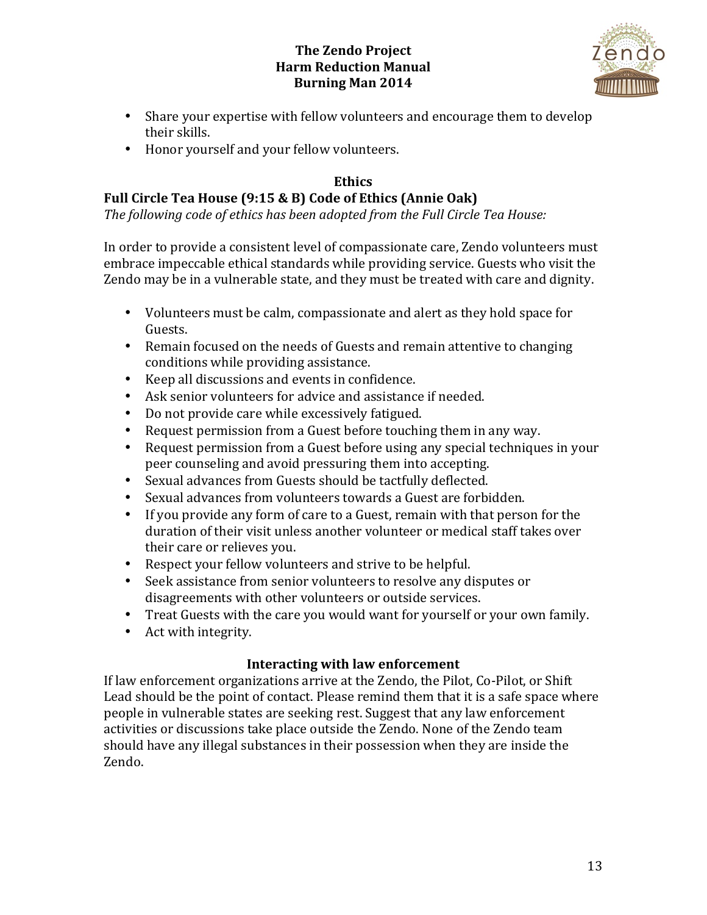- Share your expertise with fellow volunteers and encourage them to develop their skills.
- Honor yourself and your fellow volunteers.

## Ethics

### Full Circle Tea House (9:15 & B) Code of Ethics (Annie Oak)

*The following code of ethics has been adopted from the Full Circle Tea House:*

In order to provide a consistent level of compassionate care, Zendo volunteers must embrace impeccable ethical standards while providing service. Guests who visit the Zendo may be in a vulnerable state, and they must be treated with care and dignity.

- Volunteers must be calm, compassionate and alert as they hold space for Guests.
- Remain focused on the needs of Guests and remain attentive to changing conditions while providing assistance.
- Keep all discussions and events in confidence.
- Ask senior volunteers for advice and assistance if needed.
- Do not provide care while excessively fatigued.
- Request permission from a Guest before touching them in any way.
- Request permission from a Guest before using any special techniques in your peer counseling and avoid pressuring them into accepting.
- Sexual advances from Guests should be tactfully deflected.
- Sexual advances from volunteers towards a Guest are forbidden.
- If you provide any form of care to a Guest, remain with that person for the duration of their visit unless another volunteer or medical staff takes over their care or relieves you.
- Respect your fellow volunteers and strive to be helpful.
- Seek assistance from senior volunteers to resolve any disputes or disagreements with other volunteers or outside services.
- Treat Guests with the care you would want for yourself or your own family.
- Act with integrity.

## Interacting with law enforcement

If law enforcement organizations arrive at the Zendo, the Pilot, Co-Pilot, or Shift Lead should be the point of contact. Please remind them that it is a safe space where people in vulnerable states are seeking rest. Suggest that any law enforcement activities or discussions take place outside the Zendo. None of the Zendo team should have any illegal substances in their possession when they are inside the Zendo.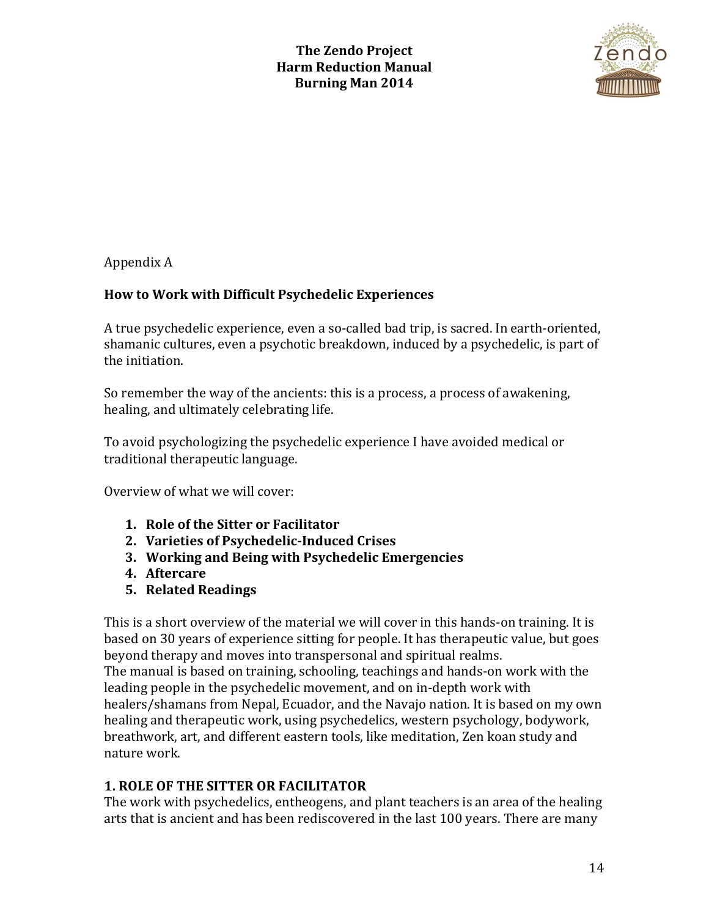Appendix A

## How to Work with Difficult Psychedelic Experiences

A true psychedelic experience, even a so-called bad trip, is sacred. In earth-oriented, shamanic cultures, even a psychotic breakdown, induced by a psychedelic, is part of the initiation.

So remember the way of the ancients: this is a process, a process of awakening, healing, and ultimately celebrating life.

To avoid psychologizing the psychedelic experience I have avoided medical or traditional therapeutic language.

Overview of what we will cover:

1. **Role of the Sitter or Facilitator**
2. **Varieties of Psychedelic-Induced Crises**
3. **Working and Being with Psychedelic Emergencies**
4. **Aftercare**
5. **Related Readings**

This is a short overview of the material we will cover in this hands-on training. It is based on 30 years of experience sitting for people. It has therapeutic value, but goes beyond therapy and moves into transpersonal and spiritual realms.
The manual is based on training, schooling, teachings and hands-on work with the leading people in the psychedelic movement, and on in-depth work with healers/shamans from Nepal, Ecuador, and the Navajo nation. It is based on my own healing and therapeutic work, using psychedelics, western psychology, bodywork, breathwork, art, and different eastern tools, like meditation, Zen koan study and nature work.

### 1. ROLE OF THE SITTER OR FACILITATOR

The work with psychedelics, entheogens, and plant teachers is an area of the healing arts that is ancient and has been rediscovered in the last 100 years. There are many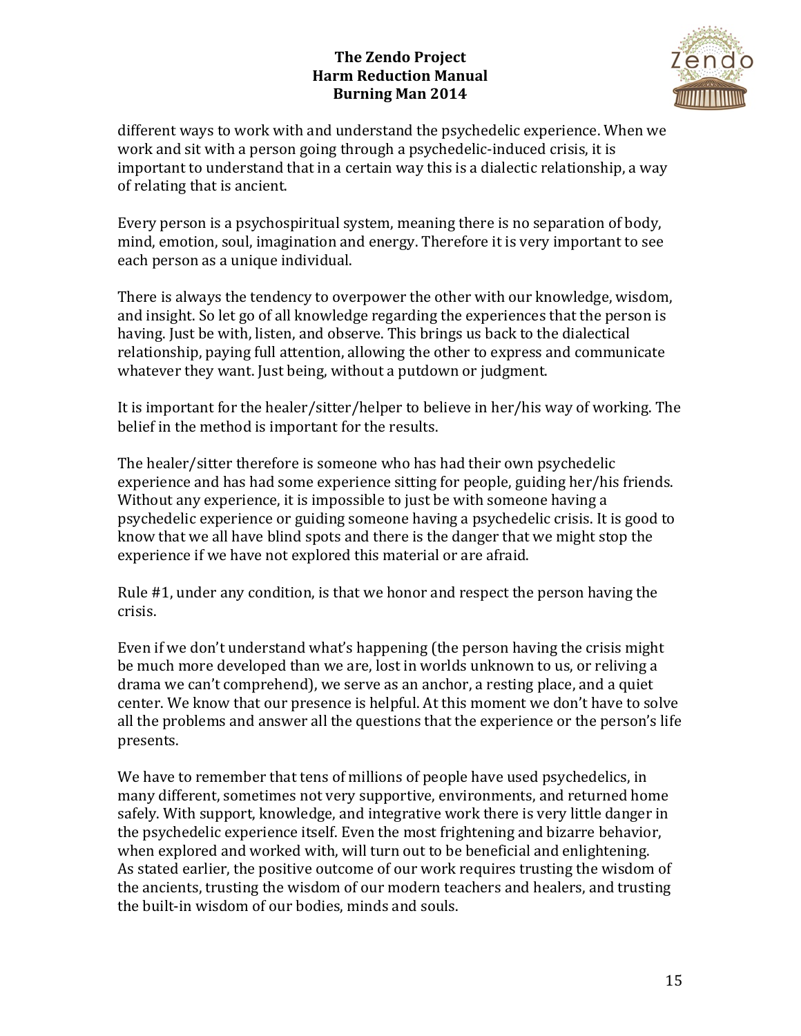different ways to work with and understand the psychedelic experience. When we work and sit with a person going through a psychedelic-induced crisis, it is important to understand that in a certain way this is a dialectic relationship, a way of relating that is ancient.

Every person is a psychospiritual system, meaning there is no separation of body, mind, emotion, soul, imagination and energy. Therefore it is very important to see each person as a unique individual.

There is always the tendency to overpower the other with our knowledge, wisdom, and insight. So let go of all knowledge regarding the experiences that the person is having. Just be with, listen, and observe. This brings us back to the dialectical relationship, paying full attention, allowing the other to express and communicate whatever they want. Just being, without a putdown or judgment.

It is important for the healer/sitter/helper to believe in her/his way of working. The belief in the method is important for the results.

The healer/sitter therefore is someone who has had their own psychedelic experience and has had some experience sitting for people, guiding her/his friends. Without any experience, it is impossible to just be with someone having a psychedelic experience or guiding someone having a psychedelic crisis. It is good to know that we all have blind spots and there is the danger that we might stop the experience if we have not explored this material or are afraid.

Rule #1, under any condition, is that we honor and respect the person having the crisis.

Even if we don't understand what's happening (the person having the crisis might be much more developed than we are, lost in worlds unknown to us, or reliving a drama we can't comprehend), we serve as an anchor, a resting place, and a quiet center. We know that our presence is helpful. At this moment we don't have to solve all the problems and answer all the questions that the experience or the person's life presents.

We have to remember that tens of millions of people have used psychedelics, in many different, sometimes not very supportive, environments, and returned home safely. With support, knowledge, and integrative work there is very little danger in the psychedelic experience itself. Even the most frightening and bizarre behavior, when explored and worked with, will turn out to be beneficial and enlightening.
As stated earlier, the positive outcome of our work requires trusting the wisdom of the ancients, trusting the wisdom of our modern teachers and healers, and trusting the built-in wisdom of our bodies, minds and souls.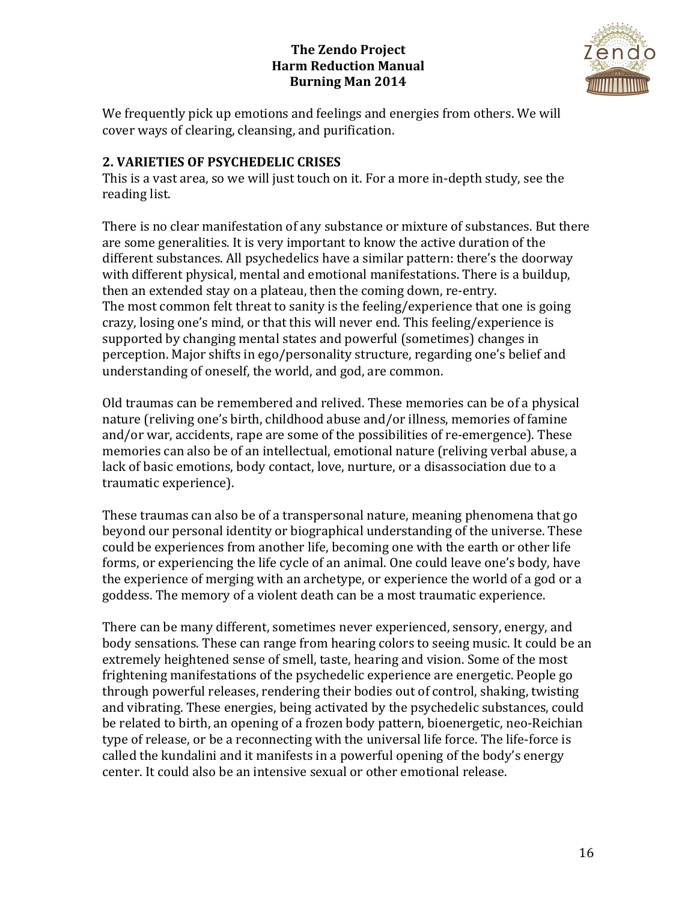We frequently pick up emotions and feelings and energies from others. We will cover ways of clearing, cleansing, and purification.

## 2. VARIETIES OF PSYCHEDELIC CRISES

This is a vast area, so we will just touch on it. For a more in-depth study, see the reading list.

There is no clear manifestation of any substance or mixture of substances. But there are some generalities. It is very important to know the active duration of the different substances. All psychedelics have a similar pattern: there's the doorway with different physical, mental and emotional manifestations. There is a buildup, then an extended stay on a plateau, then the coming down, re-entry.
The most common felt threat to sanity is the feeling/experience that one is going crazy, losing one's mind, or that this will never end. This feeling/experience is supported by changing mental states and powerful (sometimes) changes in perception. Major shifts in ego/personality structure, regarding one's belief and understanding of oneself, the world, and god, are common.

Old traumas can be remembered and relived. These memories can be of a physical nature (reliving one's birth, childhood abuse and/or illness, memories of famine and/or war, accidents, rape are some of the possibilities of re-emergence). These memories can also be of an intellectual, emotional nature (reliving verbal abuse, a lack of basic emotions, body contact, love, nurture, or a disassociation due to a traumatic experience).

These traumas can also be of a transpersonal nature, meaning phenomena that go beyond our personal identity or biographical understanding of the universe. These could be experiences from another life, becoming one with the earth or other life forms, or experiencing the life cycle of an animal. One could leave one's body, have the experience of merging with an archetype, or experience the world of a god or a goddess. The memory of a violent death can be a most traumatic experience.

There can be many different, sometimes never experienced, sensory, energy, and body sensations. These can range from hearing colors to seeing music. It could be an extremely heightened sense of smell, taste, hearing and vision. Some of the most frightening manifestations of the psychedelic experience are energetic. People go through powerful releases, rendering their bodies out of control, shaking, twisting and vibrating. These energies, being activated by the psychedelic substances, could be related to birth, an opening of a frozen body pattern, bioenergetic, neo-Reichian type of release, or be a reconnecting with the universal life force. The life-force is called the kundalini and it manifests in a powerful opening of the body's energy center. It could also be an intensive sexual or other emotional release.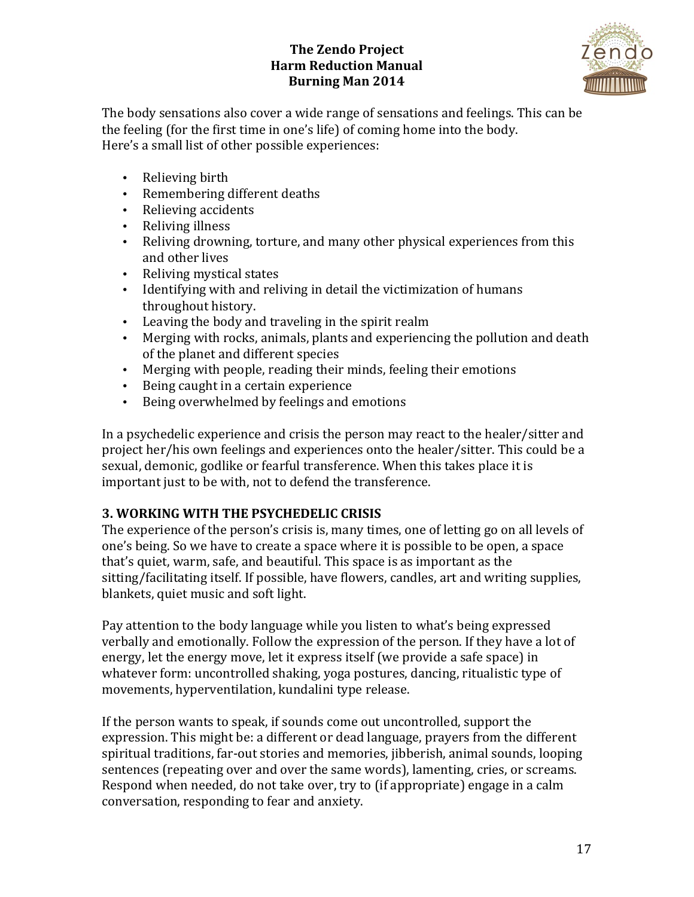The body sensations also cover a wide range of sensations and feelings. This can be the feeling (for the first time in one's life) of coming home into the body. Here's a small list of other possible experiences:

- Relieving birth
- Remembering different deaths
- Relieving accidents
- Reliving illness
- Reliving drowning, torture, and many other physical experiences from this and other lives
- Reliving mystical states
- Identifying with and reliving in detail the victimization of humans throughout history.
- Leaving the body and traveling in the spirit realm
- Merging with rocks, animals, plants and experiencing the pollution and death of the planet and different species
- Merging with people, reading their minds, feeling their emotions
- Being caught in a certain experience
- Being overwhelmed by feelings and emotions

In a psychedelic experience and crisis the person may react to the healer/sitter and project her/his own feelings and experiences onto the healer/sitter. This could be a sexual, demonic, godlike or fearful transference. When this takes place it is important just to be with, not to defend the transference.

## 3. WORKING WITH THE PSYCHEDELIC CRISIS

The experience of the person's crisis is, many times, one of letting go on all levels of one's being. So we have to create a space where it is possible to be open, a space that's quiet, warm, safe, and beautiful. This space is as important as the sitting/facilitating itself. If possible, have flowers, candles, art and writing supplies, blankets, quiet music and soft light.

Pay attention to the body language while you listen to what's being expressed verbally and emotionally. Follow the expression of the person. If they have a lot of energy, let the energy move, let it express itself (we provide a safe space) in whatever form: uncontrolled shaking, yoga postures, dancing, ritualistic type of movements, hyperventilation, kundalini type release.

If the person wants to speak, if sounds come out uncontrolled, support the expression. This might be: a different or dead language, prayers from the different spiritual traditions, far-out stories and memories, jibberish, animal sounds, looping sentences (repeating over and over the same words), lamenting, cries, or screams. Respond when needed, do not take over, try to (if appropriate) engage in a calm conversation, responding to fear and anxiety.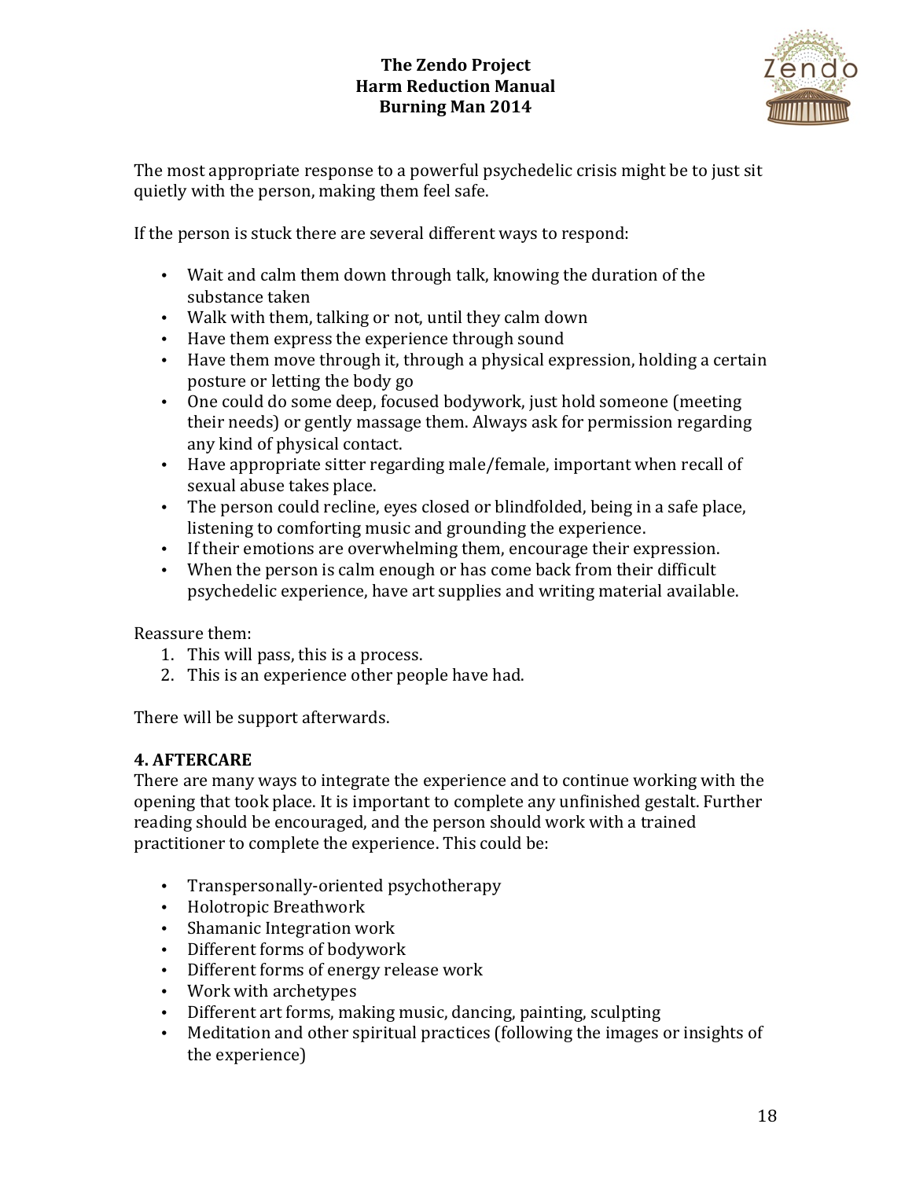The most appropriate response to a powerful psychedelic crisis might be to just sit quietly with the person, making them feel safe.

If the person is stuck there are several different ways to respond:

- Wait and calm them down through talk, knowing the duration of the substance taken
- Walk with them, talking or not, until they calm down
- Have them express the experience through sound
- Have them move through it, through a physical expression, holding a certain posture or letting the body go
- One could do some deep, focused bodywork, just hold someone (meeting their needs) or gently massage them. Always ask for permission regarding any kind of physical contact.
- Have appropriate sitter regarding male/female, important when recall of sexual abuse takes place.
- The person could recline, eyes closed or blindfolded, being in a safe place, listening to comforting music and grounding the experience.
- If their emotions are overwhelming them, encourage their expression.
- When the person is calm enough or has come back from their difficult psychedelic experience, have art supplies and writing material available.

Reassure them:

1. This will pass, this is a process.
2. This is an experience other people have had.

There will be support afterwards.

## 4. AFTERCARE

There are many ways to integrate the experience and to continue working with the opening that took place. It is important to complete any unfinished gestalt. Further reading should be encouraged, and the person should work with a trained practitioner to complete the experience. This could be:

- Transpersonally-oriented psychotherapy
- Holotropic Breathwork
- Shamanic Integration work
- Different forms of bodywork
- Different forms of energy release work
- Work with archetypes
- Different art forms, making music, dancing, painting, sculpting
- Meditation and other spiritual practices (following the images or insights of the experience)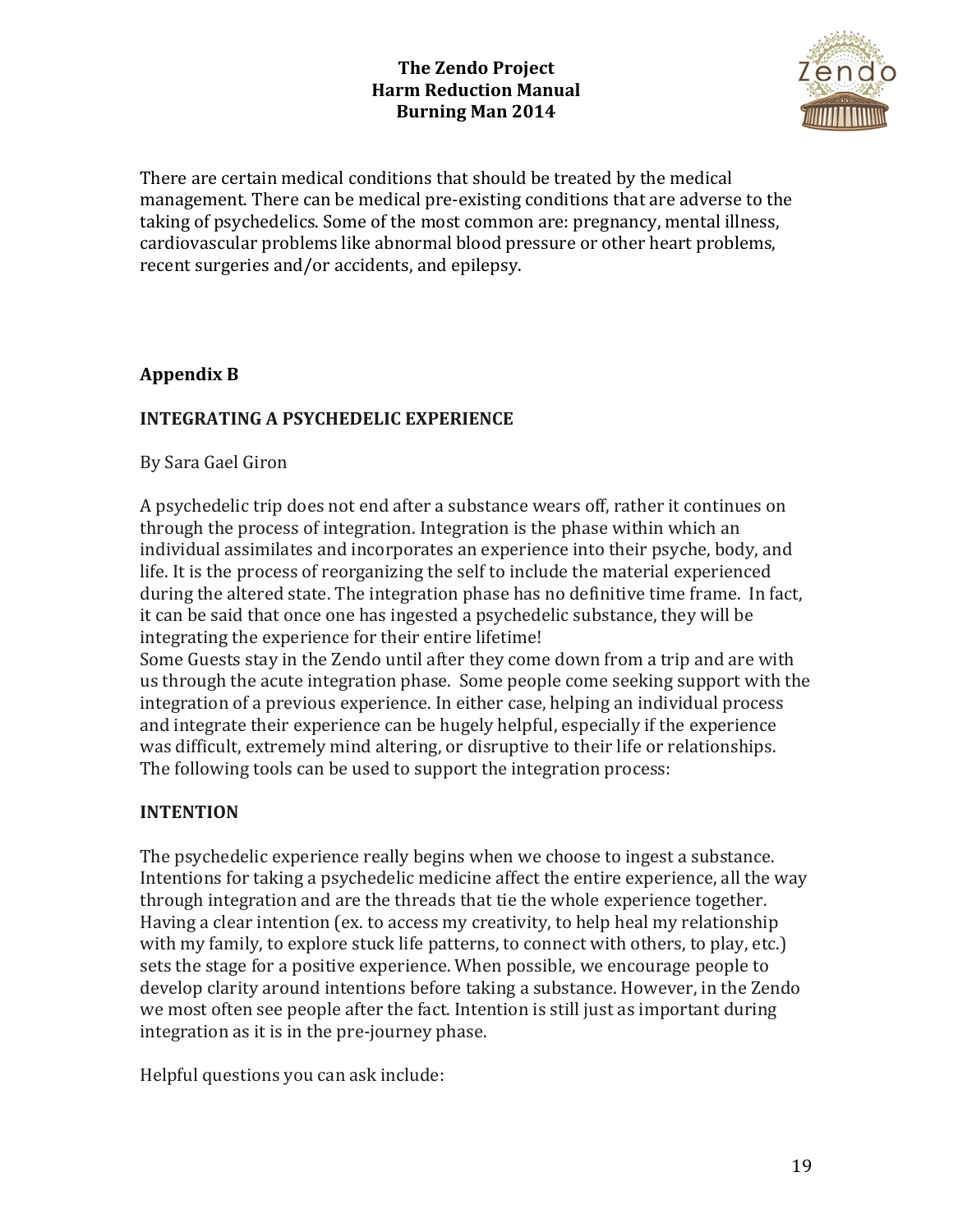There are certain medical conditions that should be treated by the medical management. There can be medical pre-existing conditions that are adverse to the taking of psychedelics. Some of the most common are: pregnancy, mental illness, cardiovascular problems like abnormal blood pressure or other heart problems, recent surgeries and/or accidents, and epilepsy.

## Appendix B

### INTEGRATING A PSYCHEDELIC EXPERIENCE

By Sara Gael Giron

A psychedelic trip does not end after a substance wears off, rather it continues on through the process of integration. Integration is the phase within which an individual assimilates and incorporates an experience into their psyche, body, and life. It is the process of reorganizing the self to include the material experienced during the altered state. The integration phase has no definitive time frame. In fact, it can be said that once one has ingested a psychedelic substance, they will be integrating the experience for their entire lifetime!

Some Guests stay in the Zendo until after they come down from a trip and are with us through the acute integration phase. Some people come seeking support with the integration of a previous experience. In either case, helping an individual process and integrate their experience can be hugely helpful, especially if the experience was difficult, extremely mind altering, or disruptive to their life or relationships. The following tools can be used to support the integration process:

### INTENTION

The psychedelic experience really begins when we choose to ingest a substance. Intentions for taking a psychedelic medicine affect the entire experience, all the way through integration and are the threads that tie the whole experience together. Having a clear intention (ex. to access my creativity, to help heal my relationship with my family, to explore stuck life patterns, to connect with others, to play, etc.) sets the stage for a positive experience. When possible, we encourage people to develop clarity around intentions before taking a substance. However, in the Zendo we most often see people after the fact. Intention is still just as important during integration as it is in the pre-journey phase.

Helpful questions you can ask include: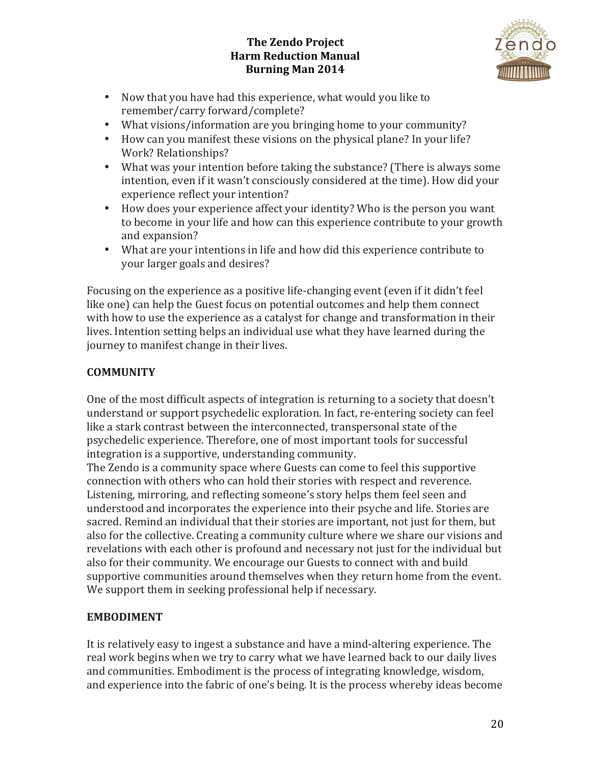- Now that you have had this experience, what would you like to remember/carry forward/complete?
- What visions/information are you bringing home to your community?
- How can you manifest these visions on the physical plane? In your life? Work? Relationships?
- What was your intention before taking the substance? (There is always some intention, even if it wasn't consciously considered at the time). How did your experience reflect your intention?
- How does your experience affect your identity? Who is the person you want to become in your life and how can this experience contribute to your growth and expansion?
- What are your intentions in life and how did this experience contribute to your larger goals and desires?

Focusing on the experience as a positive life-changing event (even if it didn't feel like one) can help the Guest focus on potential outcomes and help them connect with how to use the experience as a catalyst for change and transformation in their lives. Intention setting helps an individual use what they have learned during the journey to manifest change in their lives.

**COMMUNITY**

One of the most difficult aspects of integration is returning to a society that doesn't understand or support psychedelic exploration. In fact, re-entering society can feel like a stark contrast between the interconnected, transpersonal state of the psychedelic experience. Therefore, one of most important tools for successful integration is a supportive, understanding community.

The Zendo is a community space where Guests can come to feel this supportive connection with others who can hold their stories with respect and reverence. Listening, mirroring, and reflecting someone's story helps them feel seen and understood and incorporates the experience into their psyche and life. Stories are sacred. Remind an individual that their stories are important, not just for them, but also for the collective. Creating a community culture where we share our visions and revelations with each other is profound and necessary not just for the individual but also for their community. We encourage our Guests to connect with and build supportive communities around themselves when they return home from the event. We support them in seeking professional help if necessary.

**EMBODIMENT**

It is relatively easy to ingest a substance and have a mind-altering experience. The real work begins when we try to carry what we have learned back to our daily lives and communities. Embodiment is the process of integrating knowledge, wisdom, and experience into the fabric of one's being. It is the process whereby ideas become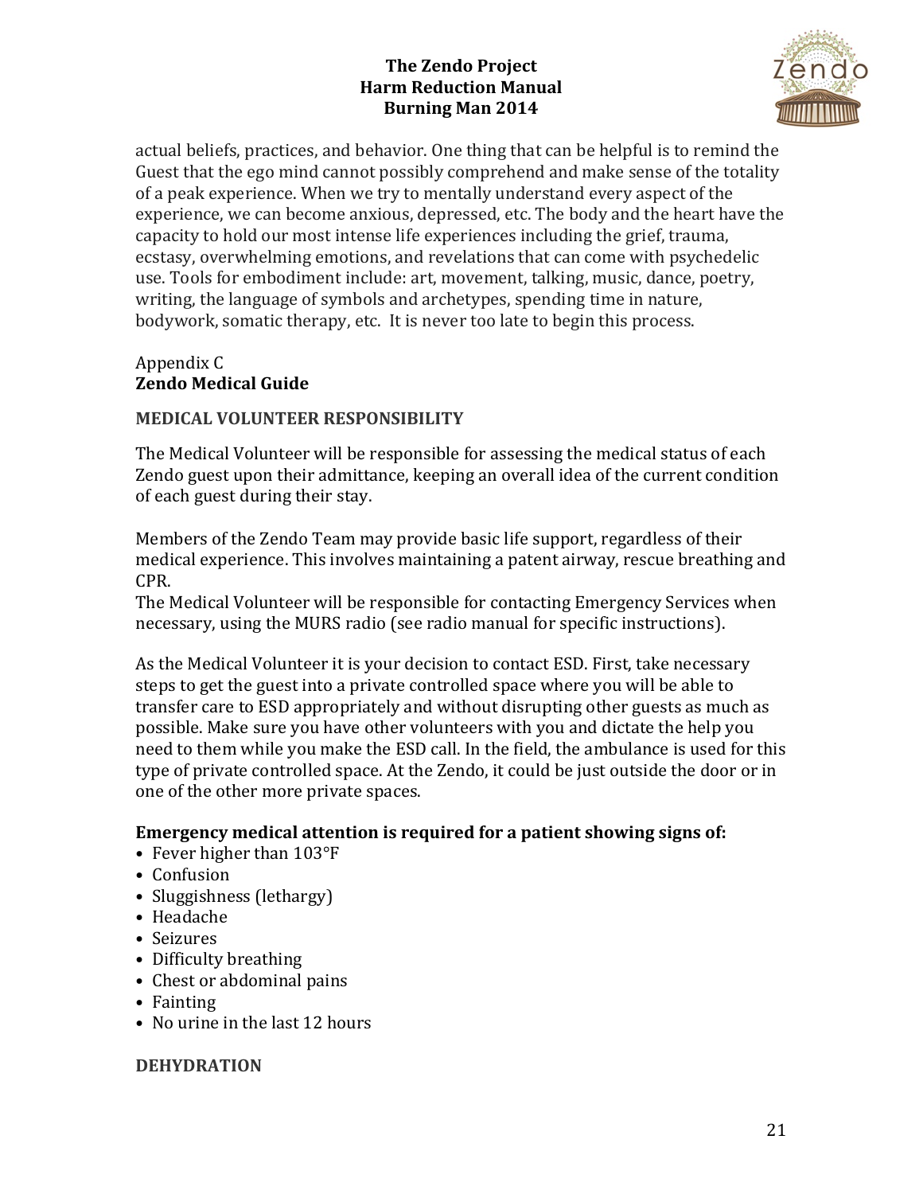actual beliefs, practices, and behavior. One thing that can be helpful is to remind the Guest that the ego mind cannot possibly comprehend and make sense of the totality of a peak experience. When we try to mentally understand every aspect of the experience, we can become anxious, depressed, etc. The body and the heart have the capacity to hold our most intense life experiences including the grief, trauma, ecstasy, overwhelming emotions, and revelations that can come with psychedelic use. Tools for embodiment include: art, movement, talking, music, dance, poetry, writing, the language of symbols and archetypes, spending time in nature, bodywork, somatic therapy, etc. It is never too late to begin this process.

Appendix C

## Zendo Medical Guide

### MEDICAL VOLUNTEER RESPONSIBILITY

The Medical Volunteer will be responsible for assessing the medical status of each Zendo guest upon their admittance, keeping an overall idea of the current condition of each guest during their stay.

Members of the Zendo Team may provide basic life support, regardless of their medical experience. This involves maintaining a patent airway, rescue breathing and CPR.

The Medical Volunteer will be responsible for contacting Emergency Services when necessary, using the MURS radio (see radio manual for specific instructions).

As the Medical Volunteer it is your decision to contact ESD. First, take necessary steps to get the guest into a private controlled space where you will be able to transfer care to ESD appropriately and without disrupting other guests as much as possible. Make sure you have other volunteers with you and dictate the help you need to them while you make the ESD call. In the field, the ambulance is used for this type of private controlled space. At the Zendo, it could be just outside the door or in one of the other more private spaces.

**Emergency medical attention is required for a patient showing signs of:**

- Fever higher than 103°F
- Confusion
- Sluggishness (lethargy)
- Headache
- Seizures
- Difficulty breathing
- Chest or abdominal pains
- Fainting
- No urine in the last 12 hours

### DEHYDRATION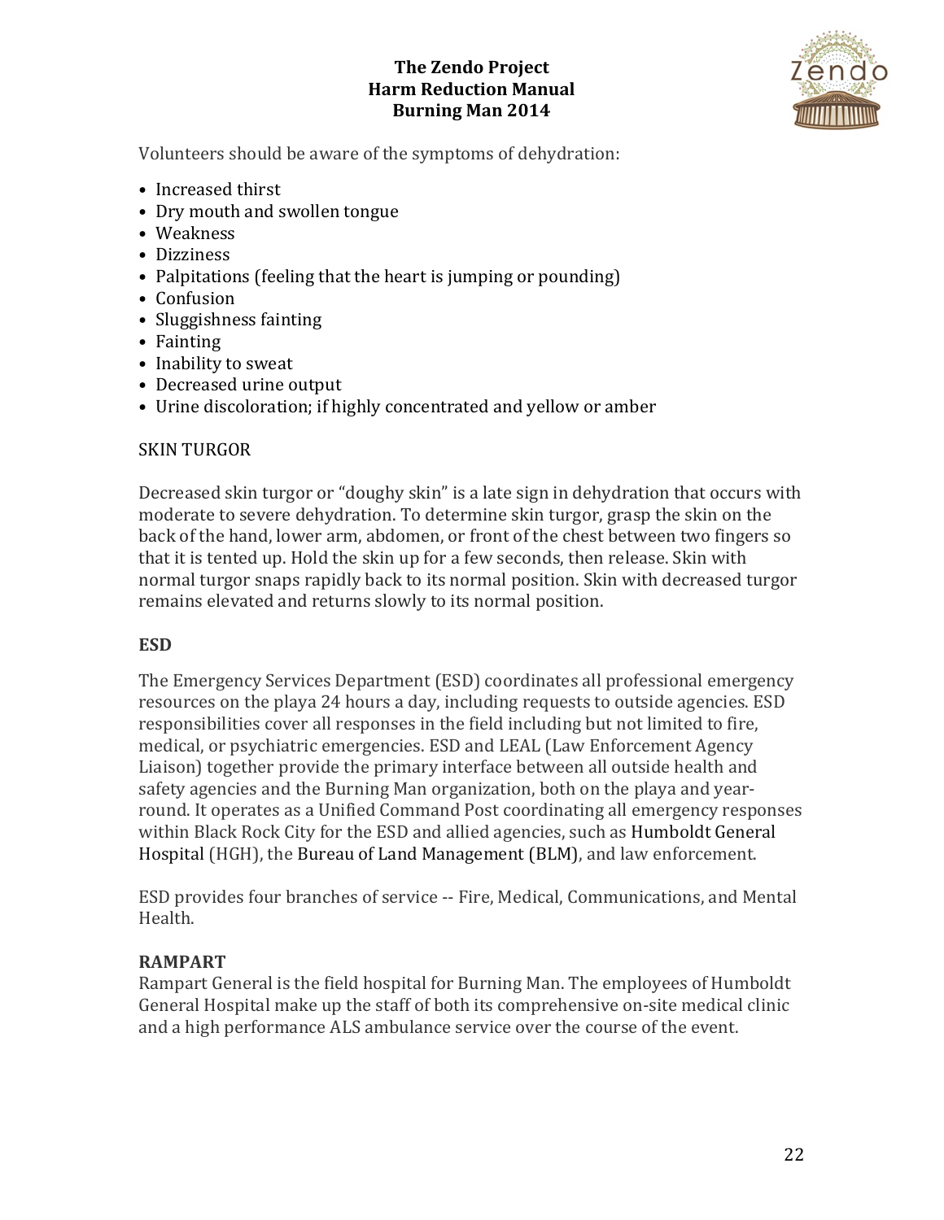Volunteers should be aware of the symptoms of dehydration:

- Increased thirst
- Dry mouth and swollen tongue
- Weakness
- Dizziness
- Palpitations (feeling that the heart is jumping or pounding)
- Confusion
- Sluggishness fainting
- Fainting
- Inability to sweat
- Decreased urine output
- Urine discoloration; if highly concentrated and yellow or amber

SKIN TURGOR

Decreased skin turgor or "doughy skin" is a late sign in dehydration that occurs with moderate to severe dehydration. To determine skin turgor, grasp the skin on the back of the hand, lower arm, abdomen, or front of the chest between two fingers so that it is tented up. Hold the skin up for a few seconds, then release. Skin with normal turgor snaps rapidly back to its normal position. Skin with decreased turgor remains elevated and returns slowly to its normal position.

### ESD

The Emergency Services Department (ESD) coordinates all professional emergency resources on the playa 24 hours a day, including requests to outside agencies. ESD responsibilities cover all responses in the field including but not limited to fire, medical, or psychiatric emergencies. ESD and LEAL (Law Enforcement Agency Liaison) together provide the primary interface between all outside health and safety agencies and the Burning Man organization, both on the playa and year-round. It operates as a Unified Command Post coordinating all emergency responses within Black Rock City for the ESD and allied agencies, such as Humboldt General Hospital (HGH), the Bureau of Land Management (BLM), and law enforcement.

ESD provides four branches of service -- Fire, Medical, Communications, and Mental Health.

### RAMPART

Rampart General is the field hospital for Burning Man. The employees of Humboldt General Hospital make up the staff of both its comprehensive on-site medical clinic and a high performance ALS ambulance service over the course of the event.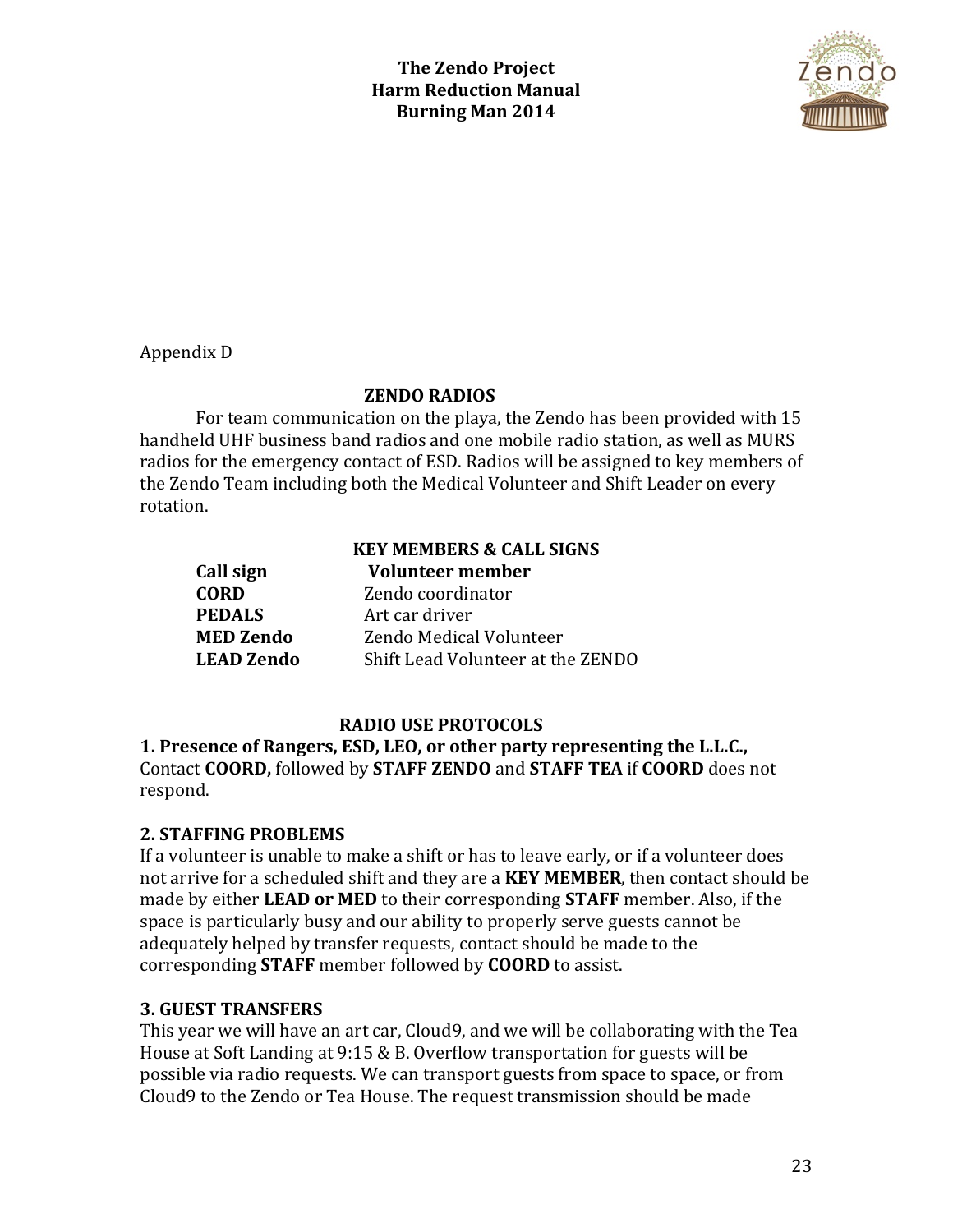Appendix D

## ZENDO RADIOS

For team communication on the playa, the Zendo has been provided with 15 handheld UHF business band radios and one mobile radio station, as well as MURS radios for the emergency contact of ESD. Radios will be assigned to key members of the Zendo Team including both the Medical Volunteer and Shift Leader on every rotation.

### KEY MEMBERS & CALL SIGNS

| Call sign | Volunteer member |
| --- | --- |
| **CORD** | Zendo coordinator |
| **PEDALS** | Art car driver |
| **MED Zendo** | Zendo Medical Volunteer |
| **LEAD Zendo** | Shift Lead Volunteer at the ZENDO |

### RADIO USE PROTOCOLS

**1. Presence of Rangers, ESD, LEO, or other party representing the L.L.C.,**
Contact **COORD,** followed by **STAFF ZENDO** and **STAFF TEA** if **COORD** does not respond.

**2. STAFFING PROBLEMS**
If a volunteer is unable to make a shift or has to leave early, or if a volunteer does not arrive for a scheduled shift and they are a **KEY MEMBER**, then contact should be made by either **LEAD or MED** to their corresponding **STAFF** member. Also, if the space is particularly busy and our ability to properly serve guests cannot be adequately helped by transfer requests, contact should be made to the corresponding **STAFF** member followed by **COORD** to assist.

**3. GUEST TRANSFERS**
This year we will have an art car, Cloud9, and we will be collaborating with the Tea House at Soft Landing at 9:15 & B. Overflow transportation for guests will be possible via radio requests. We can transport guests from space to space, or from Cloud9 to the Zendo or Tea House. The request transmission should be made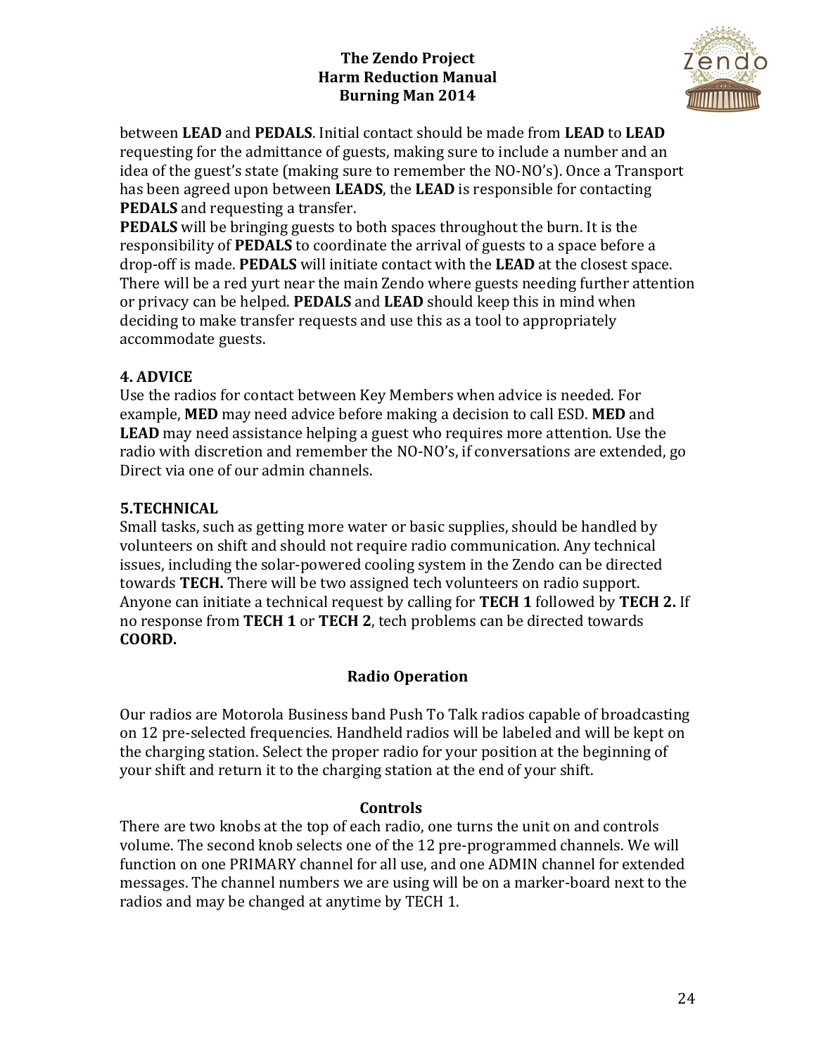between **LEAD** and **PEDALS**. Initial contact should be made from **LEAD** to **LEAD** requesting for the admittance of guests, making sure to include a number and an idea of the guest's state (making sure to remember the NO-NO's). Once a Transport has been agreed upon between **LEADS**, the **LEAD** is responsible for contacting **PEDALS** and requesting a transfer.

**PEDALS** will be bringing guests to both spaces throughout the burn. It is the responsibility of **PEDALS** to coordinate the arrival of guests to a space before a drop-off is made. **PEDALS** will initiate contact with the **LEAD** at the closest space. There will be a red yurt near the main Zendo where guests needing further attention or privacy can be helped. **PEDALS** and **LEAD** should keep this in mind when deciding to make transfer requests and use this as a tool to appropriately accommodate guests.

**4. ADVICE**

Use the radios for contact between Key Members when advice is needed. For example, **MED** may need advice before making a decision to call ESD. **MED** and **LEAD** may need assistance helping a guest who requires more attention. Use the radio with discretion and remember the NO-NO's, if conversations are extended, go Direct via one of our admin channels.

**5.TECHNICAL**

Small tasks, such as getting more water or basic supplies, should be handled by volunteers on shift and should not require radio communication. Any technical issues, including the solar-powered cooling system in the Zendo can be directed towards **TECH.** There will be two assigned tech volunteers on radio support. Anyone can initiate a technical request by calling for **TECH 1** followed by **TECH 2.** If no response from **TECH 1** or **TECH 2**, tech problems can be directed towards **COORD.**

## Radio Operation

Our radios are Motorola Business band Push To Talk radios capable of broadcasting on 12 pre-selected frequencies. Handheld radios will be labeled and will be kept on the charging station. Select the proper radio for your position at the beginning of your shift and return it to the charging station at the end of your shift.

### Controls

There are two knobs at the top of each radio, one turns the unit on and controls volume. The second knob selects one of the 12 pre-programmed channels. We will function on one PRIMARY channel for all use, and one ADMIN channel for extended messages. The channel numbers we are using will be on a marker-board next to the radios and may be changed at anytime by TECH 1.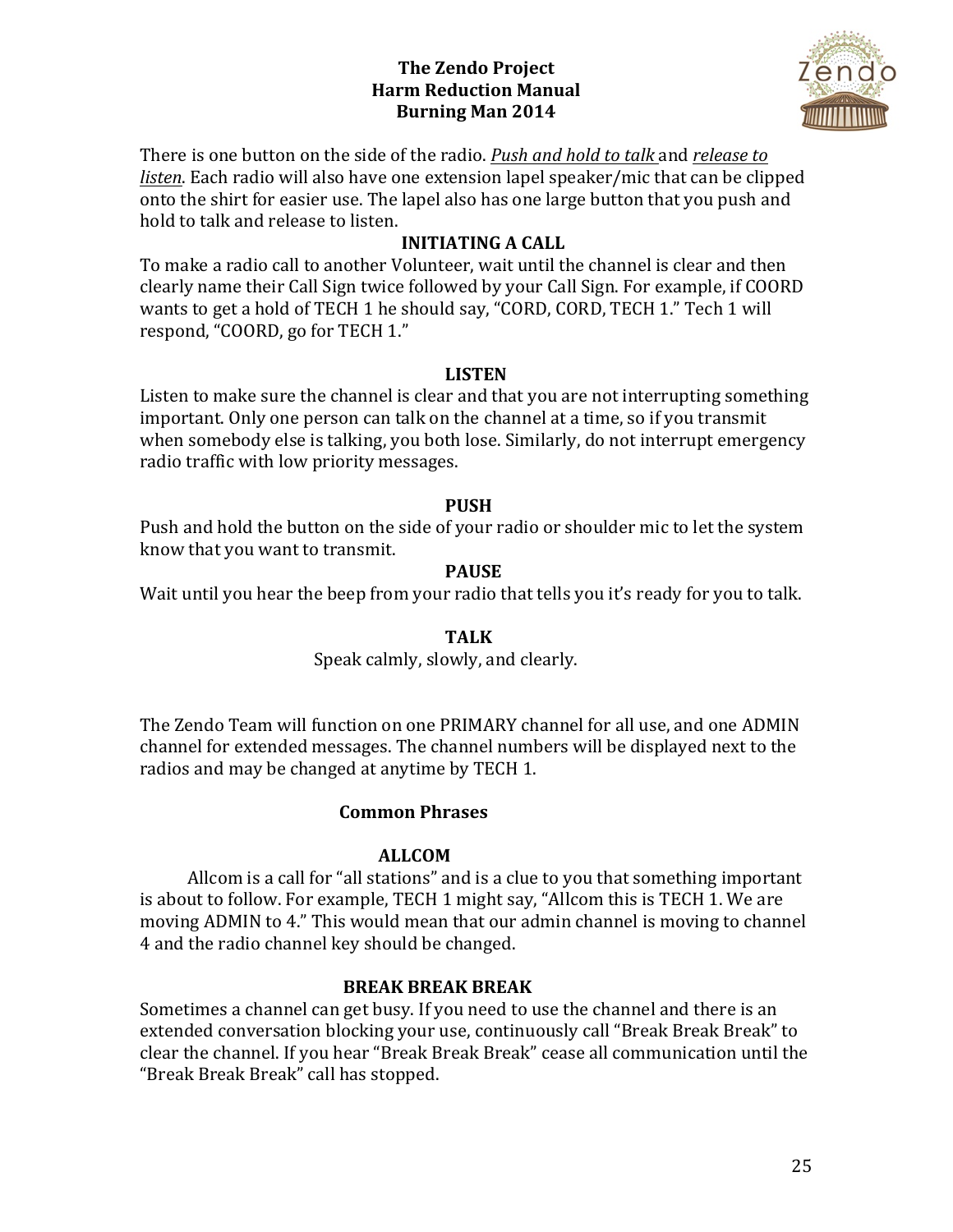There is one button on the side of the radio. *Push and hold to talk* and *release to listen*. Each radio will also have one extension lapel speaker/mic that can be clipped onto the shirt for easier use. The lapel also has one large button that you push and hold to talk and release to listen.

**INITIATING A CALL**

To make a radio call to another Volunteer, wait until the channel is clear and then clearly name their Call Sign twice followed by your Call Sign. For example, if COORD wants to get a hold of TECH 1 he should say, "CORD, CORD, TECH 1." Tech 1 will respond, "COORD, go for TECH 1."

**LISTEN**

Listen to make sure the channel is clear and that you are not interrupting something important. Only one person can talk on the channel at a time, so if you transmit when somebody else is talking, you both lose. Similarly, do not interrupt emergency radio traffic with low priority messages.

**PUSH**

Push and hold the button on the side of your radio or shoulder mic to let the system know that you want to transmit.

**PAUSE**

Wait until you hear the beep from your radio that tells you it's ready for you to talk.

**TALK**

Speak calmly, slowly, and clearly.

The Zendo Team will function on one PRIMARY channel for all use, and one ADMIN channel for extended messages. The channel numbers will be displayed next to the radios and may be changed at anytime by TECH 1.

**Common Phrases**

**ALLCOM**

Allcom is a call for "all stations" and is a clue to you that something important is about to follow. For example, TECH 1 might say, "Allcom this is TECH 1. We are moving ADMIN to 4." This would mean that our admin channel is moving to channel 4 and the radio channel key should be changed.

**BREAK BREAK BREAK**

Sometimes a channel can get busy. If you need to use the channel and there is an extended conversation blocking your use, continuously call "Break Break Break" to clear the channel. If you hear "Break Break Break" cease all communication until the "Break Break Break" call has stopped.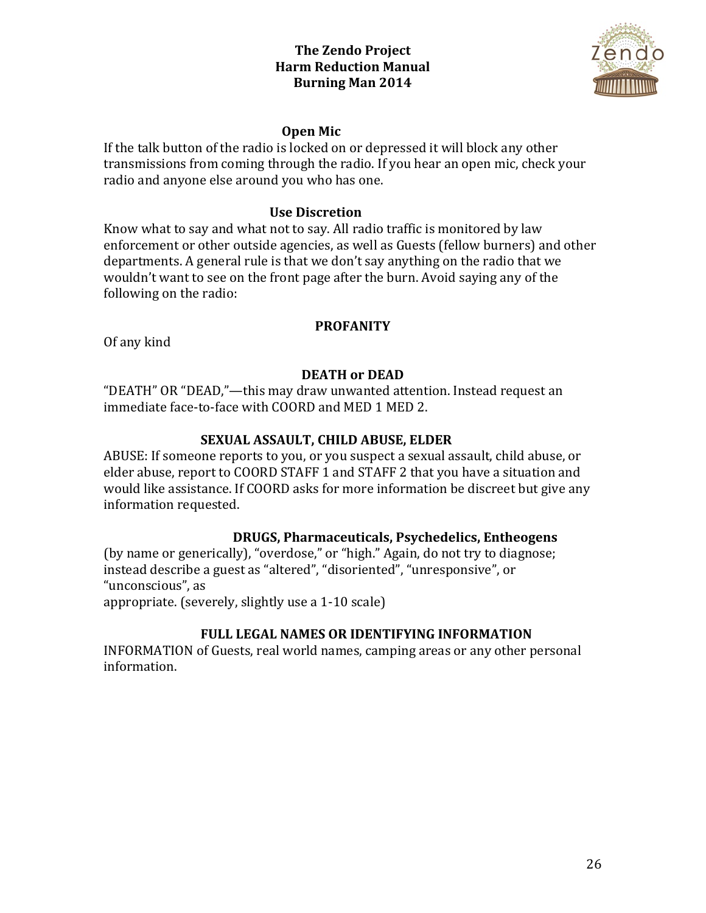### Open Mic

If the talk button of the radio is locked on or depressed it will block any other transmissions from coming through the radio. If you hear an open mic, check your radio and anyone else around you who has one.

### Use Discretion

Know what to say and what not to say. All radio traffic is monitored by law enforcement or other outside agencies, as well as Guests (fellow burners) and other departments. A general rule is that we don't say anything on the radio that we wouldn't want to see on the front page after the burn. Avoid saying any of the following on the radio:

#### PROFANITY

Of any kind

#### DEATH or DEAD

"DEATH" OR "DEAD,"—this may draw unwanted attention. Instead request an immediate face-to-face with COORD and MED 1 MED 2.

#### SEXUAL ASSAULT, CHILD ABUSE, ELDER

ABUSE: If someone reports to you, or you suspect a sexual assault, child abuse, or elder abuse, report to COORD STAFF 1 and STAFF 2 that you have a situation and would like assistance. If COORD asks for more information be discreet but give any information requested.

#### DRUGS, Pharmaceuticals, Psychedelics, Entheogens

(by name or generically), "overdose," or "high." Again, do not try to diagnose; instead describe a guest as "altered", "disoriented", "unresponsive", or "unconscious", as
appropriate. (severely, slightly use a 1-10 scale)

#### FULL LEGAL NAMES OR IDENTIFYING INFORMATION

INFORMATION of Guests, real world names, camping areas or any other personal information.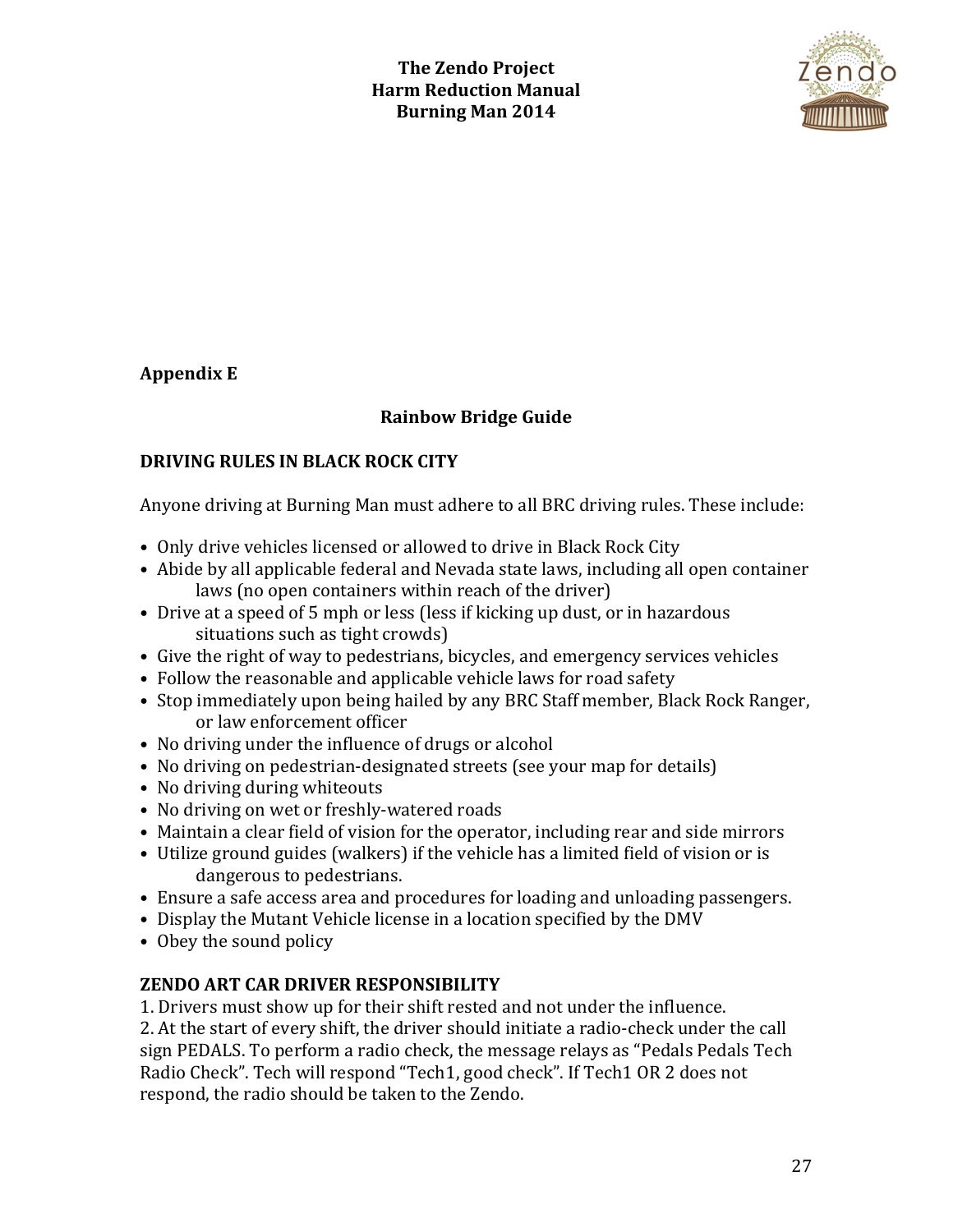## Appendix E

### Rainbow Bridge Guide

### DRIVING RULES IN BLACK ROCK CITY

Anyone driving at Burning Man must adhere to all BRC driving rules. These include:

- Only drive vehicles licensed or allowed to drive in Black Rock City
- Abide by all applicable federal and Nevada state laws, including all open container laws (no open containers within reach of the driver)
- Drive at a speed of 5 mph or less (less if kicking up dust, or in hazardous situations such as tight crowds)
- Give the right of way to pedestrians, bicycles, and emergency services vehicles
- Follow the reasonable and applicable vehicle laws for road safety
- Stop immediately upon being hailed by any BRC Staff member, Black Rock Ranger, or law enforcement officer
- No driving under the influence of drugs or alcohol
- No driving on pedestrian-designated streets (see your map for details)
- No driving during whiteouts
- No driving on wet or freshly-watered roads
- Maintain a clear field of vision for the operator, including rear and side mirrors
- Utilize ground guides (walkers) if the vehicle has a limited field of vision or is dangerous to pedestrians.
- Ensure a safe access area and procedures for loading and unloading passengers.
- Display the Mutant Vehicle license in a location specified by the DMV
- Obey the sound policy

### ZENDO ART CAR DRIVER RESPONSIBILITY

1. Drivers must show up for their shift rested and not under the influence.
2. At the start of every shift, the driver should initiate a radio-check under the call sign PEDALS. To perform a radio check, the message relays as "Pedals Pedals Tech Radio Check". Tech will respond "Tech1, good check". If Tech1 OR 2 does not respond, the radio should be taken to the Zendo.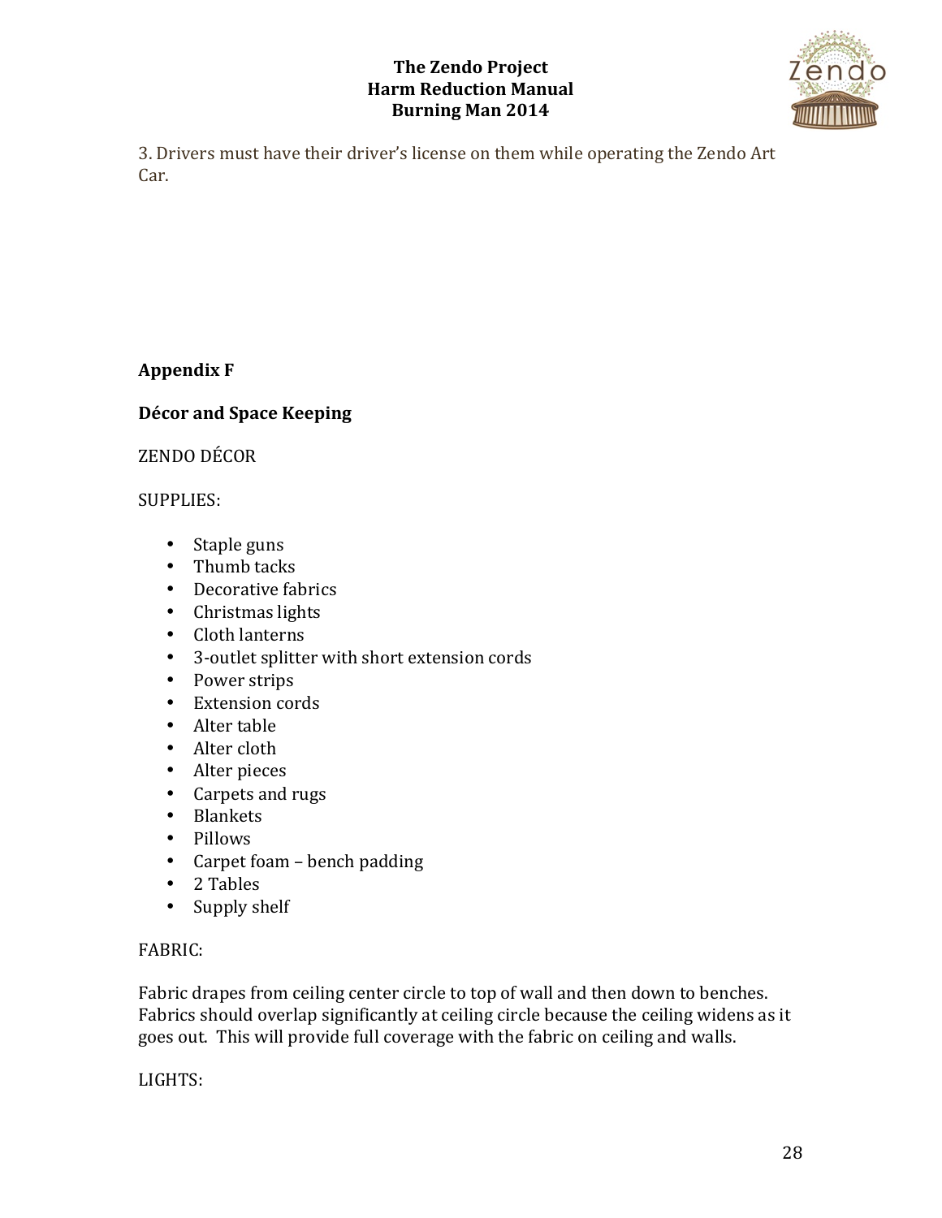3. Drivers must have their driver's license on them while operating the Zendo Art Car.

**Appendix F**

**Décor and Space Keeping**

ZENDO DÉCOR

SUPPLIES:

- Staple guns
- Thumb tacks
- Decorative fabrics
- Christmas lights
- Cloth lanterns
- 3-outlet splitter with short extension cords
- Power strips
- Extension cords
- Alter table
- Alter cloth
- Alter pieces
- Carpets and rugs
- Blankets
- Pillows
- Carpet foam – bench padding
- 2 Tables
- Supply shelf

FABRIC:

Fabric drapes from ceiling center circle to top of wall and then down to benches. Fabrics should overlap significantly at ceiling circle because the ceiling widens as it goes out. This will provide full coverage with the fabric on ceiling and walls.

LIGHTS: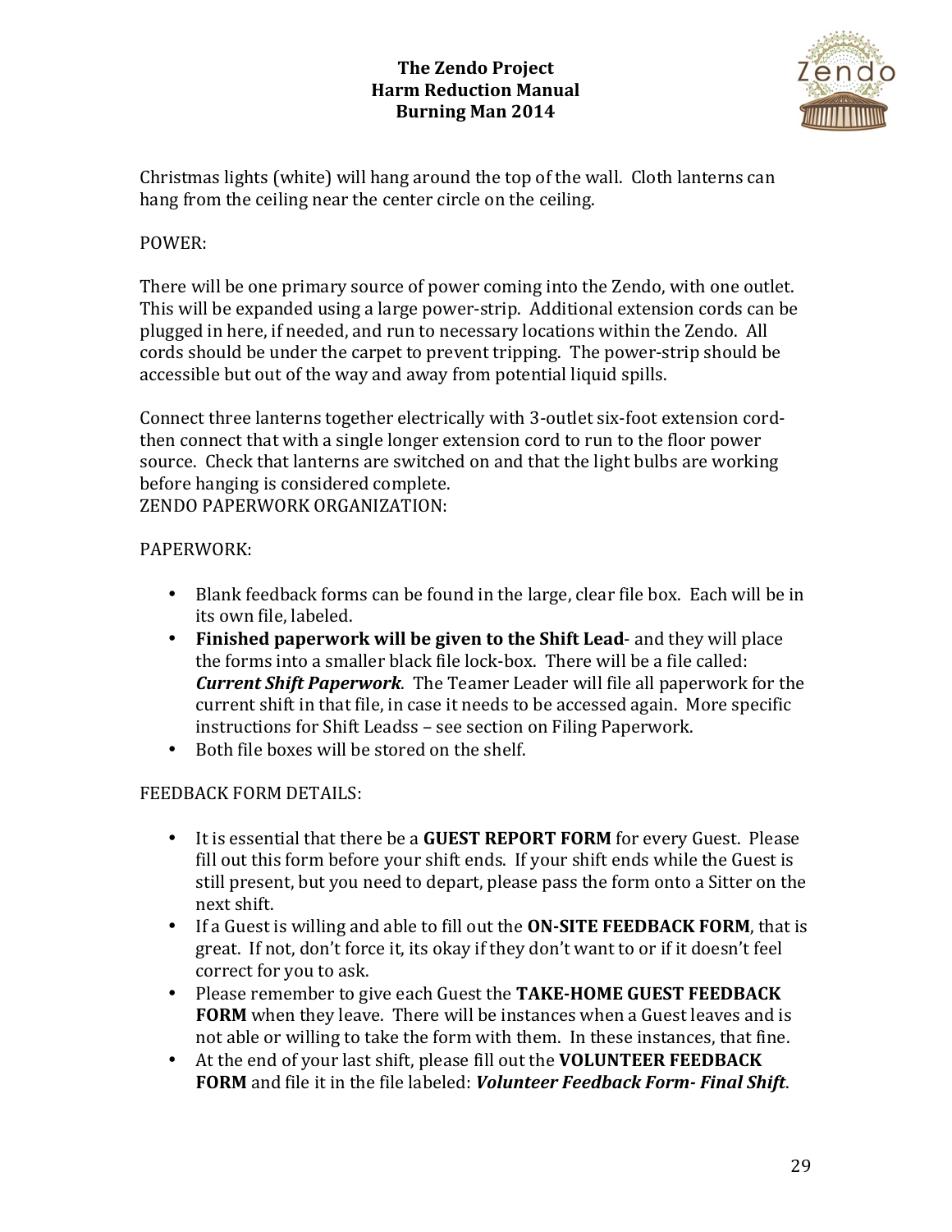Christmas lights (white) will hang around the top of the wall. Cloth lanterns can hang from the ceiling near the center circle on the ceiling.

POWER:

There will be one primary source of power coming into the Zendo, with one outlet. This will be expanded using a large power-strip. Additional extension cords can be plugged in here, if needed, and run to necessary locations within the Zendo. All cords should be under the carpet to prevent tripping. The power-strip should be accessible but out of the way and away from potential liquid spills.

Connect three lanterns together electrically with 3-outlet six-foot extension cord- then connect that with a single longer extension cord to run to the floor power source. Check that lanterns are switched on and that the light bulbs are working before hanging is considered complete.
ZENDO PAPERWORK ORGANIZATION:

PAPERWORK:

- Blank feedback forms can be found in the large, clear file box. Each will be in its own file, labeled.
- **Finished paperwork will be given to the Shift Lead**- and they will place the forms into a smaller black file lock-box. There will be a file called: ***Current Shift Paperwork***. The Teamer Leader will file all paperwork for the current shift in that file, in case it needs to be accessed again. More specific instructions for Shift Leadss – see section on Filing Paperwork.
- Both file boxes will be stored on the shelf.

FEEDBACK FORM DETAILS:

- It is essential that there be a **GUEST REPORT FORM** for every Guest. Please fill out this form before your shift ends. If your shift ends while the Guest is still present, but you need to depart, please pass the form onto a Sitter on the next shift.
- If a Guest is willing and able to fill out the **ON-SITE FEEDBACK FORM**, that is great. If not, don't force it, its okay if they don't want to or if it doesn't feel correct for you to ask.
- Please remember to give each Guest the **TAKE-HOME GUEST FEEDBACK FORM** when they leave. There will be instances when a Guest leaves and is not able or willing to take the form with them. In these instances, that fine.
- At the end of your last shift, please fill out the **VOLUNTEER FEEDBACK FORM** and file it in the file labeled: ***Volunteer Feedback Form- Final Shift***.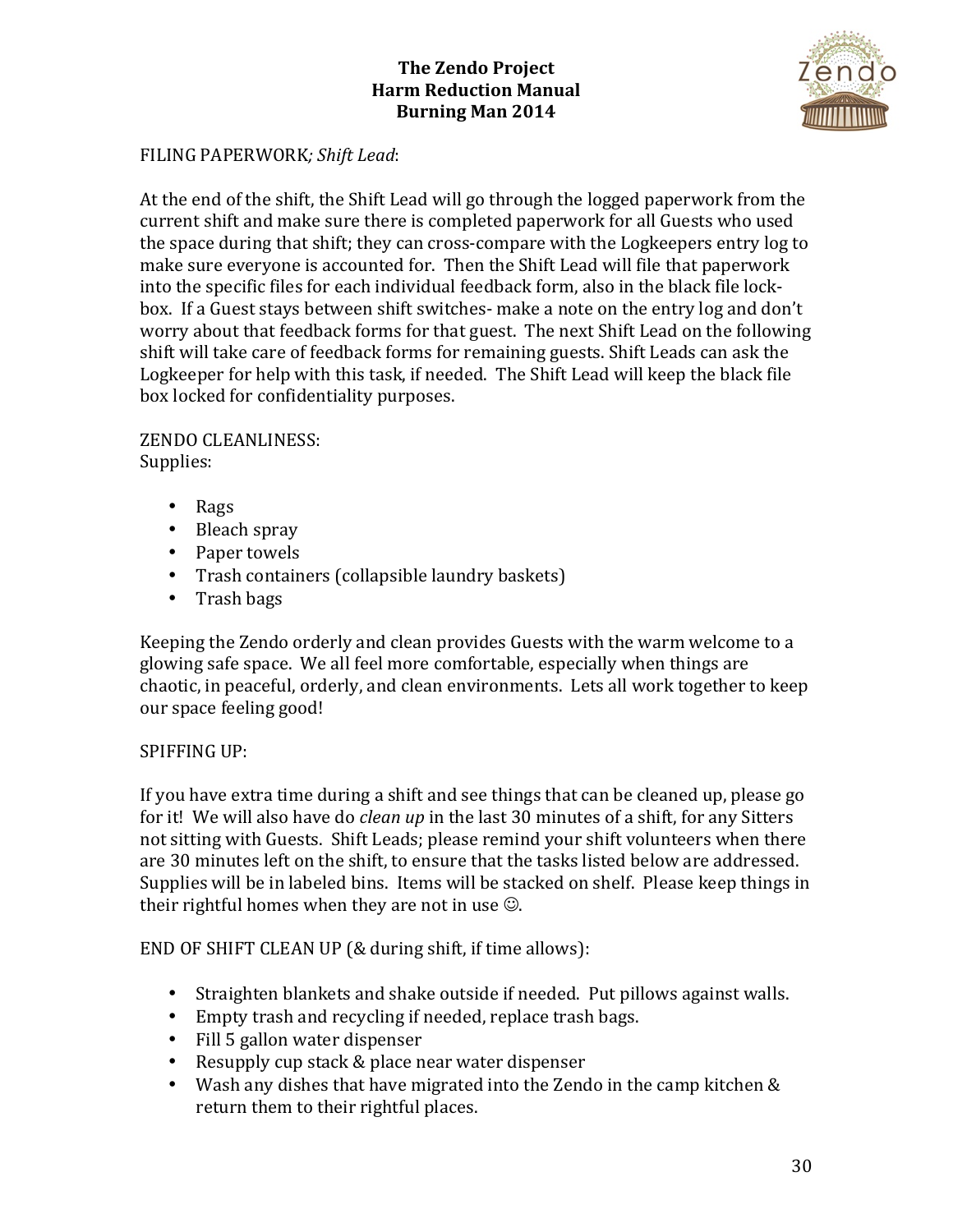FILING PAPERWORK*; Shift Lead*:

At the end of the shift, the Shift Lead will go through the logged paperwork from the current shift and make sure there is completed paperwork for all Guests who used the space during that shift; they can cross-compare with the Logkeepers entry log to make sure everyone is accounted for. Then the Shift Lead will file that paperwork into the specific files for each individual feedback form, also in the black file lock-box. If a Guest stays between shift switches- make a note on the entry log and don't worry about that feedback forms for that guest. The next Shift Lead on the following shift will take care of feedback forms for remaining guests. Shift Leads can ask the Logkeeper for help with this task, if needed. The Shift Lead will keep the black file box locked for confidentiality purposes.

ZENDO CLEANLINESS:
Supplies:

- Rags
- Bleach spray
- Paper towels
- Trash containers (collapsible laundry baskets)
- Trash bags

Keeping the Zendo orderly and clean provides Guests with the warm welcome to a glowing safe space. We all feel more comfortable, especially when things are chaotic, in peaceful, orderly, and clean environments. Lets all work together to keep our space feeling good!

SPIFFING UP:

If you have extra time during a shift and see things that can be cleaned up, please go for it! We will also have do *clean up* in the last 30 minutes of a shift, for any Sitters not sitting with Guests. Shift Leads; please remind your shift volunteers when there are 30 minutes left on the shift, to ensure that the tasks listed below are addressed. Supplies will be in labeled bins. Items will be stacked on shelf. Please keep things in their rightful homes when they are not in use ☺.

END OF SHIFT CLEAN UP (& during shift, if time allows):

- Straighten blankets and shake outside if needed. Put pillows against walls.
- Empty trash and recycling if needed, replace trash bags.
- Fill 5 gallon water dispenser
- Resupply cup stack & place near water dispenser
- Wash any dishes that have migrated into the Zendo in the camp kitchen & return them to their rightful places.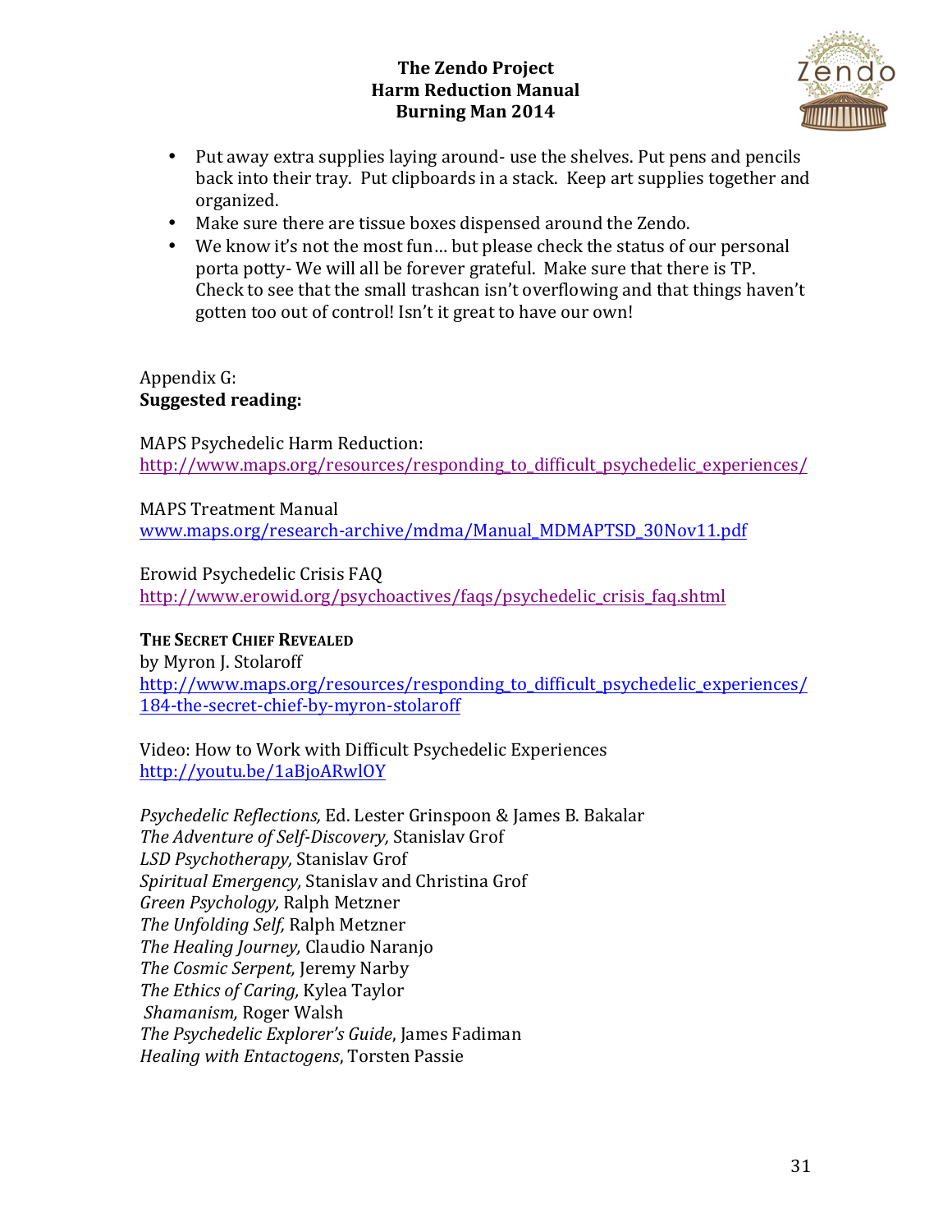- Put away extra supplies laying around- use the shelves. Put pens and pencils back into their tray. Put clipboards in a stack. Keep art supplies together and organized.
- Make sure there are tissue boxes dispensed around the Zendo.
- We know it's not the most fun… but please check the status of our personal porta potty- We will all be forever grateful. Make sure that there is TP. Check to see that the small trashcan isn't overflowing and that things haven't gotten too out of control! Isn't it great to have our own!

Appendix G:
**Suggested reading:**

MAPS Psychedelic Harm Reduction:
http://www.maps.org/resources/responding_to_difficult_psychedelic_experiences/

MAPS Treatment Manual
www.maps.org/research-archive/mdma/Manual_MDMAPTSD_30Nov11.pdf

Erowid Psychedelic Crisis FAQ
http://www.erowid.org/psychoactives/faqs/psychedelic_crisis_faq.shtml

**THE SECRET CHIEF REVEALED**
by Myron J. Stolaroff
http://www.maps.org/resources/responding_to_difficult_psychedelic_experiences/184-the-secret-chief-by-myron-stolaroff

Video: How to Work with Difficult Psychedelic Experiences
http://youtu.be/1aBjoARwlOY

*Psychedelic Reflections,* Ed. Lester Grinspoon & James B. Bakalar
*The Adventure of Self-Discovery,* Stanislav Grof
*LSD Psychotherapy,* Stanislav Grof
*Spiritual Emergency,* Stanislav and Christina Grof
*Green Psychology,* Ralph Metzner
*The Unfolding Self,* Ralph Metzner
*The Healing Journey,* Claudio Naranjo
*The Cosmic Serpent,* Jeremy Narby
*The Ethics of Caring,* Kylea Taylor
*Shamanism,* Roger Walsh
*The Psychedelic Explorer's Guide*, James Fadiman
*Healing with Entactogens*, Torsten Passie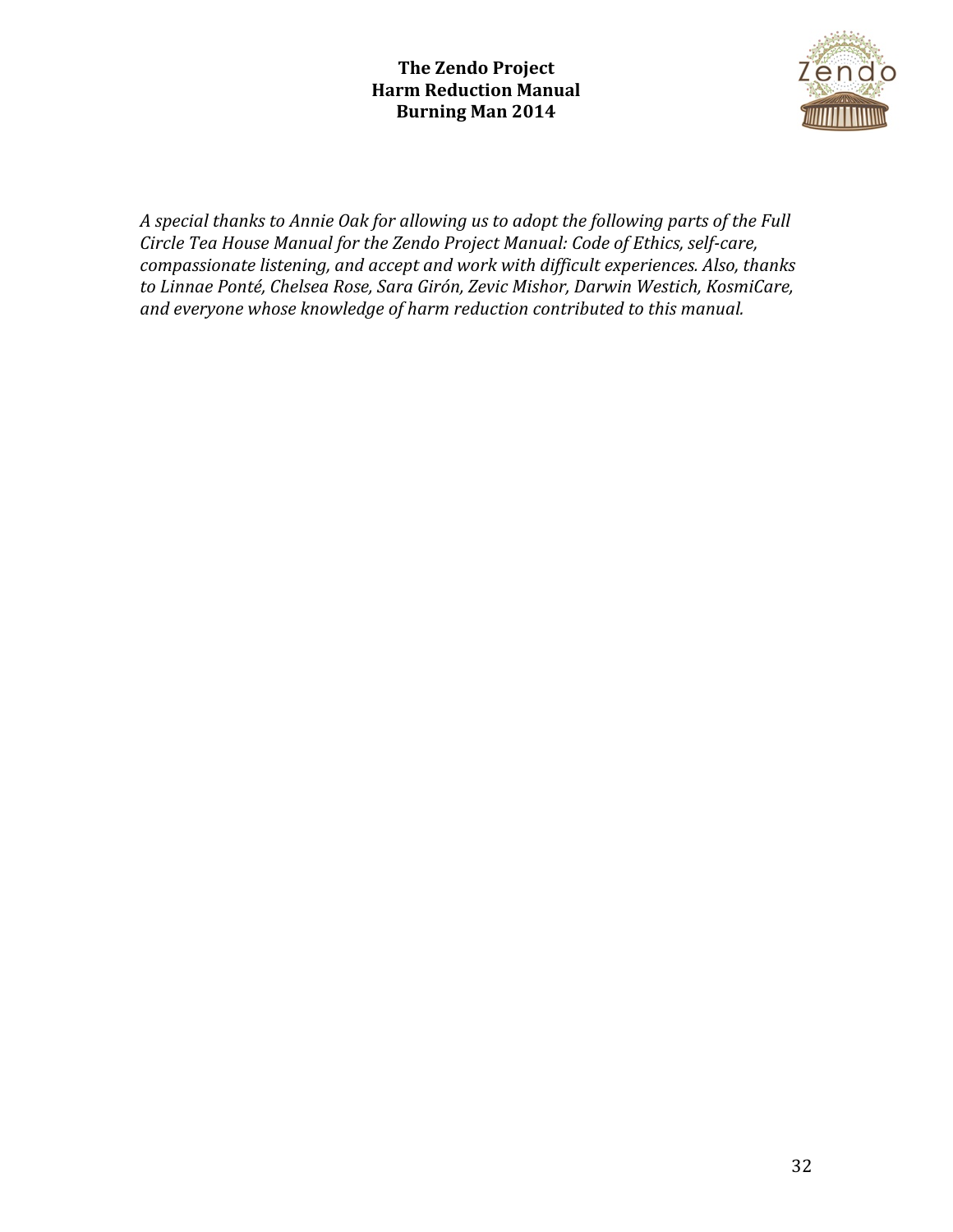*A special thanks to Annie Oak for allowing us to adopt the following parts of the Full Circle Tea House Manual for the Zendo Project Manual: Code of Ethics, self-care, compassionate listening, and accept and work with difficult experiences. Also, thanks to Linnae Ponté, Chelsea Rose, Sara Girón, Zevic Mishor, Darwin Westich, KosmiCare, and everyone whose knowledge of harm reduction contributed to this manual.*